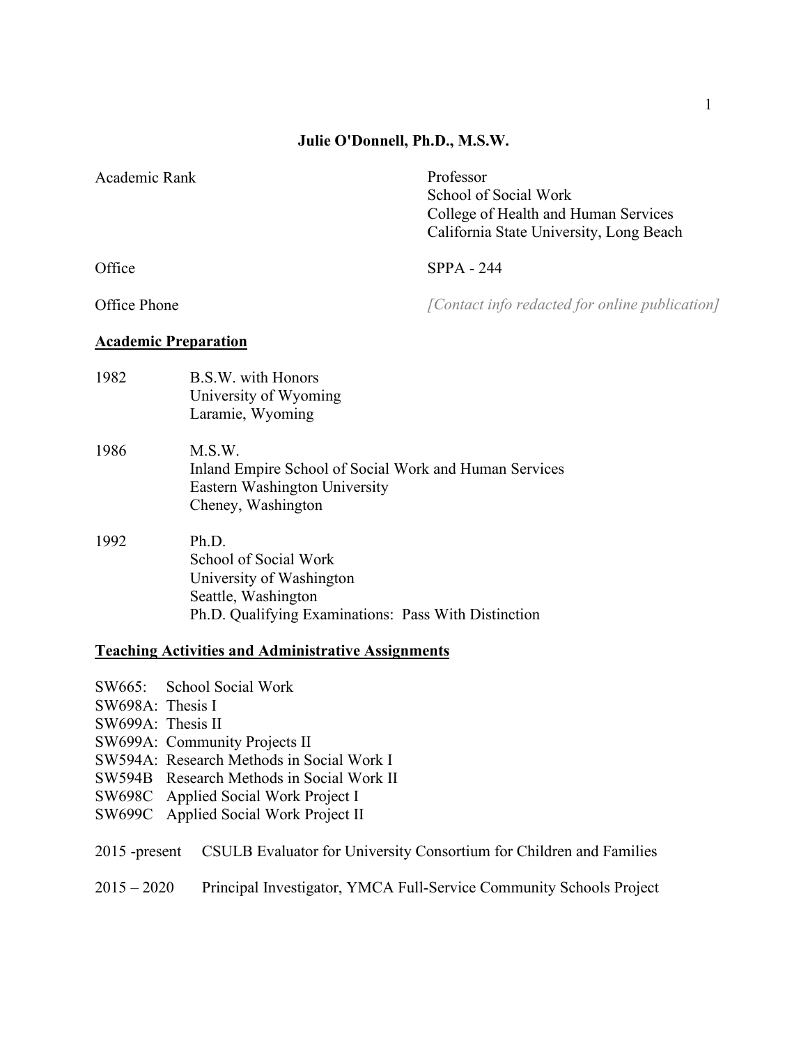# Julie O'Donnell, Ph.D., M.S.W.

| | |
|---|---|
| Academic Rank | Professor<br>School of Social Work<br>College of Health and Human Services<br>California State University, Long Beach |
| Office | SPPA - 244 |
| Office Phone | *[Contact info redacted for online publication]* |

## Academic Preparation

1982 B.S.W. with Honors
University of Wyoming
Laramie, Wyoming

1986 M.S.W.
Inland Empire School of Social Work and Human Services
Eastern Washington University
Cheney, Washington

1992 Ph.D.
School of Social Work
University of Washington
Seattle, Washington
Ph.D. Qualifying Examinations: Pass With Distinction

## Teaching Activities and Administrative Assignments

SW665: School Social Work
SW698A: Thesis I
SW699A: Thesis II
SW699A: Community Projects II
SW594A: Research Methods in Social Work I
SW594B Research Methods in Social Work II
SW698C Applied Social Work Project I
SW699C Applied Social Work Project II

2015 -present CSULB Evaluator for University Consortium for Children and Families

2015 – 2020 Principal Investigator, YMCA Full-Service Community Schools Project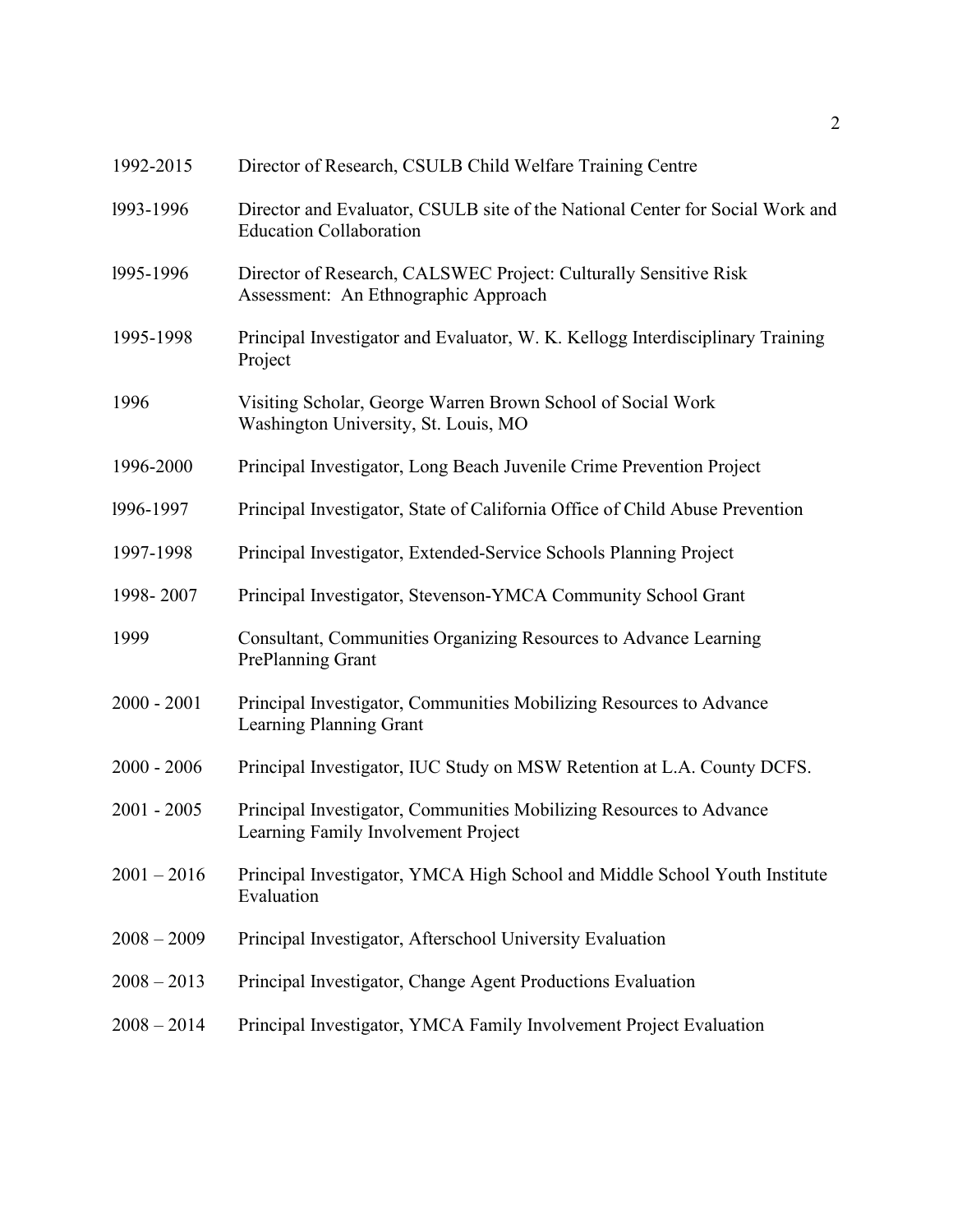| | |
|---|---|
| 1992-2015 | Director of Research, CSULB Child Welfare Training Centre |
| l993-1996 | Director and Evaluator, CSULB site of the National Center for Social Work and Education Collaboration |
| l995-1996 | Director of Research, CALSWEC Project: Culturally Sensitive Risk Assessment: An Ethnographic Approach |
| 1995-1998 | Principal Investigator and Evaluator, W. K. Kellogg Interdisciplinary Training Project |
| 1996 | Visiting Scholar, George Warren Brown School of Social Work Washington University, St. Louis, MO |
| 1996-2000 | Principal Investigator, Long Beach Juvenile Crime Prevention Project |
| l996-1997 | Principal Investigator, State of California Office of Child Abuse Prevention |
| 1997-1998 | Principal Investigator, Extended-Service Schools Planning Project |
| 1998- 2007 | Principal Investigator, Stevenson-YMCA Community School Grant |
| 1999 | Consultant, Communities Organizing Resources to Advance Learning PrePlanning Grant |
| 2000 - 2001 | Principal Investigator, Communities Mobilizing Resources to Advance Learning Planning Grant |
| 2000 - 2006 | Principal Investigator, IUC Study on MSW Retention at L.A. County DCFS. |
| 2001 - 2005 | Principal Investigator, Communities Mobilizing Resources to Advance Learning Family Involvement Project |
| 2001 – 2016 | Principal Investigator, YMCA High School and Middle School Youth Institute Evaluation |
| 2008 – 2009 | Principal Investigator, Afterschool University Evaluation |
| 2008 – 2013 | Principal Investigator, Change Agent Productions Evaluation |
| 2008 – 2014 | Principal Investigator, YMCA Family Involvement Project Evaluation |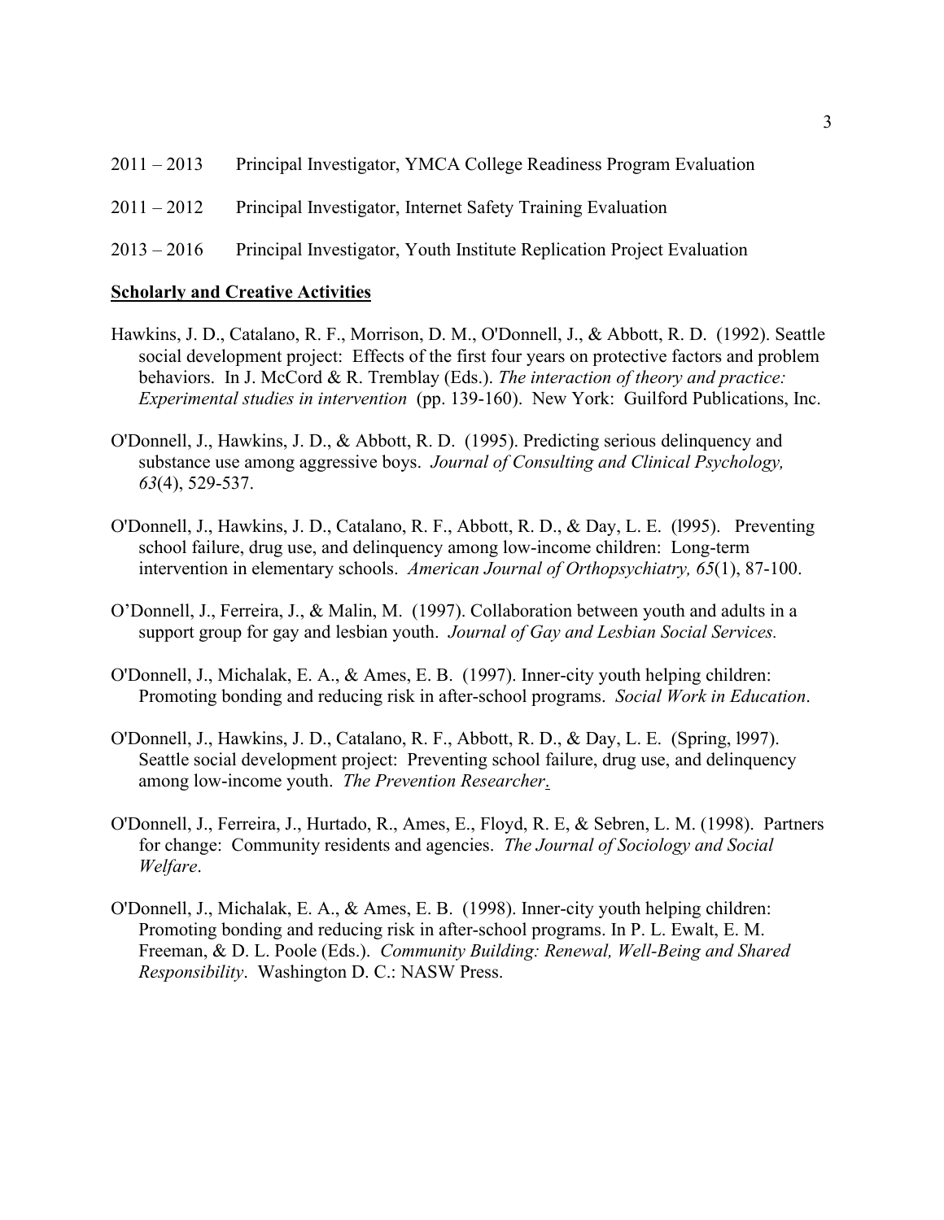2011 – 2013 Principal Investigator, YMCA College Readiness Program Evaluation

2011 – 2012 Principal Investigator, Internet Safety Training Evaluation

2013 – 2016 Principal Investigator, Youth Institute Replication Project Evaluation

**Scholarly and Creative Activities**

Hawkins, J. D., Catalano, R. F., Morrison, D. M., O'Donnell, J., & Abbott, R. D. (1992). Seattle social development project: Effects of the first four years on protective factors and problem behaviors. In J. McCord & R. Tremblay (Eds.). *The interaction of theory and practice: Experimental studies in intervention* (pp. 139-160). New York: Guilford Publications, Inc.

O'Donnell, J., Hawkins, J. D., & Abbott, R. D. (1995). Predicting serious delinquency and substance use among aggressive boys. *Journal of Consulting and Clinical Psychology, 63*(4), 529-537.

O'Donnell, J., Hawkins, J. D., Catalano, R. F., Abbott, R. D., & Day, L. E. (l995). Preventing school failure, drug use, and delinquency among low-income children: Long-term intervention in elementary schools. *American Journal of Orthopsychiatry, 65*(1), 87-100.

O'Donnell, J., Ferreira, J., & Malin, M. (1997). Collaboration between youth and adults in a support group for gay and lesbian youth. *Journal of Gay and Lesbian Social Services.*

O'Donnell, J., Michalak, E. A., & Ames, E. B. (1997). Inner-city youth helping children: Promoting bonding and reducing risk in after-school programs. *Social Work in Education*.

O'Donnell, J., Hawkins, J. D., Catalano, R. F., Abbott, R. D., & Day, L. E. (Spring, l997). Seattle social development project: Preventing school failure, drug use, and delinquency among low-income youth. *The Prevention Researcher*.

O'Donnell, J., Ferreira, J., Hurtado, R., Ames, E., Floyd, R. E, & Sebren, L. M. (1998). Partners for change: Community residents and agencies. *The Journal of Sociology and Social Welfare*.

O'Donnell, J., Michalak, E. A., & Ames, E. B. (1998). Inner-city youth helping children: Promoting bonding and reducing risk in after-school programs. In P. L. Ewalt, E. M. Freeman, & D. L. Poole (Eds.). *Community Building: Renewal, Well-Being and Shared Responsibility*. Washington D. C.: NASW Press.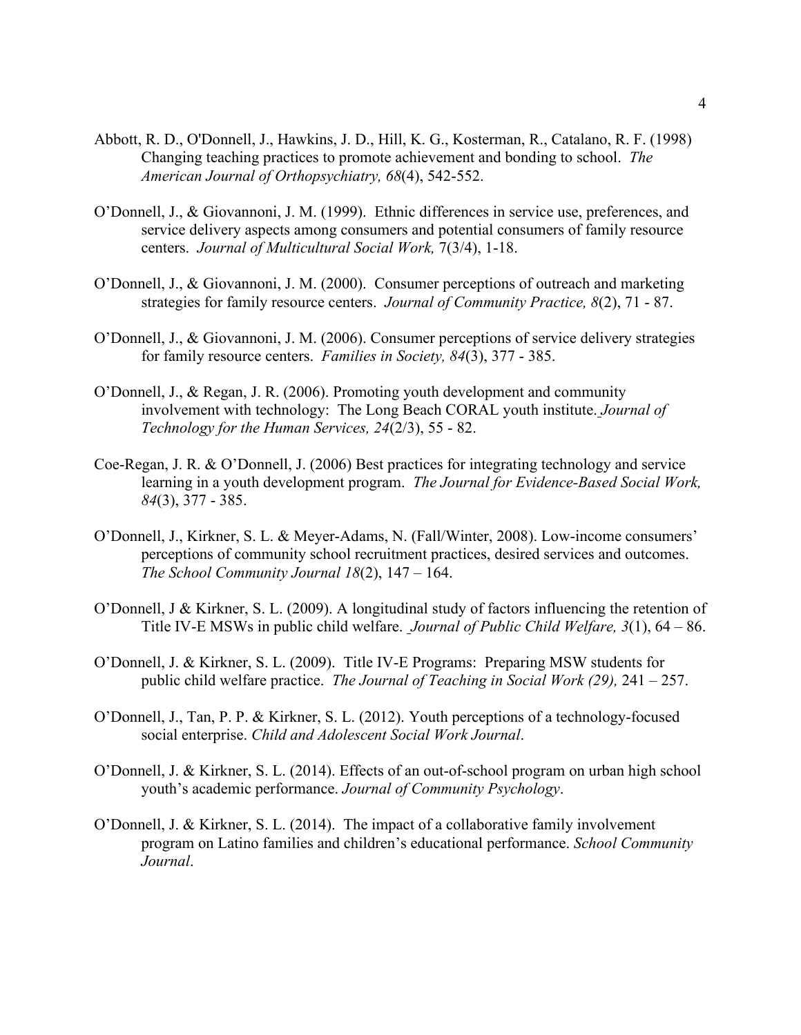Abbott, R. D., O'Donnell, J., Hawkins, J. D., Hill, K. G., Kosterman, R., Catalano, R. F. (1998) Changing teaching practices to promote achievement and bonding to school. *The American Journal of Orthopsychiatry, 68*(4), 542-552.

O'Donnell, J., & Giovannoni, J. M. (1999). Ethnic differences in service use, preferences, and service delivery aspects among consumers and potential consumers of family resource centers. *Journal of Multicultural Social Work,* 7(3/4), 1-18.

O'Donnell, J., & Giovannoni, J. M. (2000). Consumer perceptions of outreach and marketing strategies for family resource centers. *Journal of Community Practice, 8*(2), 71 - 87.

O'Donnell, J., & Giovannoni, J. M. (2006). Consumer perceptions of service delivery strategies for family resource centers. *Families in Society, 84*(3), 377 - 385.

O'Donnell, J., & Regan, J. R. (2006). Promoting youth development and community involvement with technology: The Long Beach CORAL youth institute. *Journal of Technology for the Human Services, 24*(2/3), 55 - 82.

Coe-Regan, J. R. & O'Donnell, J. (2006) Best practices for integrating technology and service learning in a youth development program. *The Journal for Evidence-Based Social Work, 84*(3), 377 - 385.

O'Donnell, J., Kirkner, S. L. & Meyer-Adams, N. (Fall/Winter, 2008). Low-income consumers' perceptions of community school recruitment practices, desired services and outcomes. *The School Community Journal 18*(2), 147 – 164.

O'Donnell, J & Kirkner, S. L. (2009). A longitudinal study of factors influencing the retention of Title IV-E MSWs in public child welfare. *Journal of Public Child Welfare, 3*(1), 64 – 86.

O'Donnell, J. & Kirkner, S. L. (2009). Title IV-E Programs: Preparing MSW students for public child welfare practice. *The Journal of Teaching in Social Work (29),* 241 – 257.

O'Donnell, J., Tan, P. P. & Kirkner, S. L. (2012). Youth perceptions of a technology-focused social enterprise. *Child and Adolescent Social Work Journal*.

O'Donnell, J. & Kirkner, S. L. (2014). Effects of an out-of-school program on urban high school youth's academic performance. *Journal of Community Psychology*.

O'Donnell, J. & Kirkner, S. L. (2014). The impact of a collaborative family involvement program on Latino families and children's educational performance. *School Community Journal*.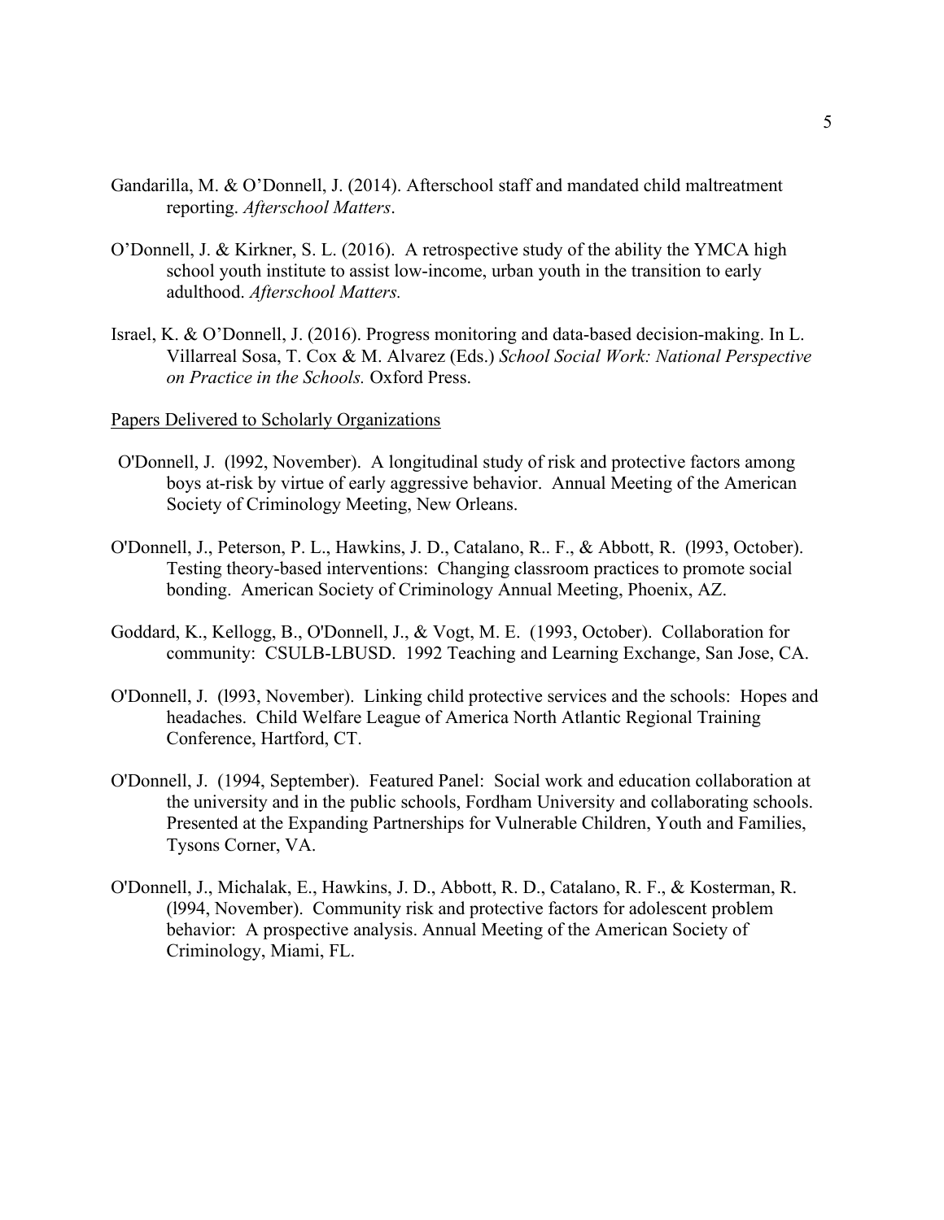Gandarilla, M. & O'Donnell, J. (2014). Afterschool staff and mandated child maltreatment reporting. *Afterschool Matters*.

O'Donnell, J. & Kirkner, S. L. (2016). A retrospective study of the ability the YMCA high school youth institute to assist low-income, urban youth in the transition to early adulthood. *Afterschool Matters.*

Israel, K. & O'Donnell, J. (2016). Progress monitoring and data-based decision-making. In L. Villarreal Sosa, T. Cox & M. Alvarez (Eds.) *School Social Work: National Perspective on Practice in the Schools.* Oxford Press.

<u>Papers Delivered to Scholarly Organizations</u>

O'Donnell, J. (l992, November). A longitudinal study of risk and protective factors among boys at-risk by virtue of early aggressive behavior. Annual Meeting of the American Society of Criminology Meeting, New Orleans.

O'Donnell, J., Peterson, P. L., Hawkins, J. D., Catalano, R.. F., & Abbott, R. (l993, October). Testing theory-based interventions: Changing classroom practices to promote social bonding. American Society of Criminology Annual Meeting, Phoenix, AZ.

Goddard, K., Kellogg, B., O'Donnell, J., & Vogt, M. E. (1993, October). Collaboration for community: CSULB-LBUSD. 1992 Teaching and Learning Exchange, San Jose, CA.

O'Donnell, J. (l993, November). Linking child protective services and the schools: Hopes and headaches. Child Welfare League of America North Atlantic Regional Training Conference, Hartford, CT.

O'Donnell, J. (1994, September). Featured Panel: Social work and education collaboration at the university and in the public schools, Fordham University and collaborating schools. Presented at the Expanding Partnerships for Vulnerable Children, Youth and Families, Tysons Corner, VA.

O'Donnell, J., Michalak, E., Hawkins, J. D., Abbott, R. D., Catalano, R. F., & Kosterman, R. (l994, November). Community risk and protective factors for adolescent problem behavior: A prospective analysis. Annual Meeting of the American Society of Criminology, Miami, FL.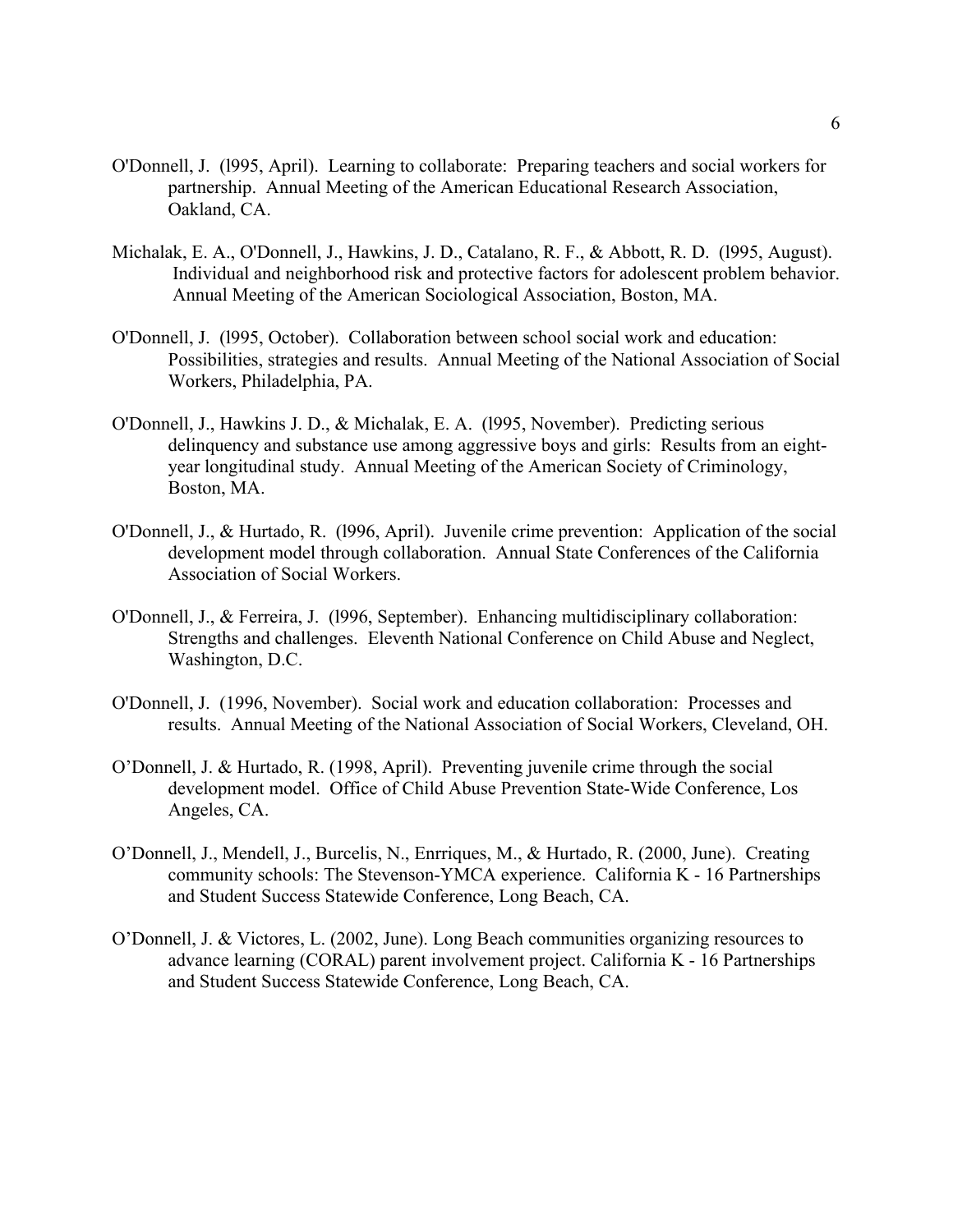O'Donnell, J. (l995, April). Learning to collaborate: Preparing teachers and social workers for partnership. Annual Meeting of the American Educational Research Association, Oakland, CA.

Michalak, E. A., O'Donnell, J., Hawkins, J. D., Catalano, R. F., & Abbott, R. D. (l995, August). Individual and neighborhood risk and protective factors for adolescent problem behavior. Annual Meeting of the American Sociological Association, Boston, MA.

O'Donnell, J. (l995, October). Collaboration between school social work and education: Possibilities, strategies and results. Annual Meeting of the National Association of Social Workers, Philadelphia, PA.

O'Donnell, J., Hawkins J. D., & Michalak, E. A. (l995, November). Predicting serious delinquency and substance use among aggressive boys and girls: Results from an eight-year longitudinal study. Annual Meeting of the American Society of Criminology, Boston, MA.

O'Donnell, J., & Hurtado, R. (l996, April). Juvenile crime prevention: Application of the social development model through collaboration. Annual State Conferences of the California Association of Social Workers.

O'Donnell, J., & Ferreira, J. (l996, September). Enhancing multidisciplinary collaboration: Strengths and challenges. Eleventh National Conference on Child Abuse and Neglect, Washington, D.C.

O'Donnell, J. (1996, November). Social work and education collaboration: Processes and results. Annual Meeting of the National Association of Social Workers, Cleveland, OH.

O'Donnell, J. & Hurtado, R. (1998, April). Preventing juvenile crime through the social development model. Office of Child Abuse Prevention State-Wide Conference, Los Angeles, CA.

O'Donnell, J., Mendell, J., Burcelis, N., Enrriques, M., & Hurtado, R. (2000, June). Creating community schools: The Stevenson-YMCA experience. California K - 16 Partnerships and Student Success Statewide Conference, Long Beach, CA.

O'Donnell, J. & Victores, L. (2002, June). Long Beach communities organizing resources to advance learning (CORAL) parent involvement project. California K - 16 Partnerships and Student Success Statewide Conference, Long Beach, CA.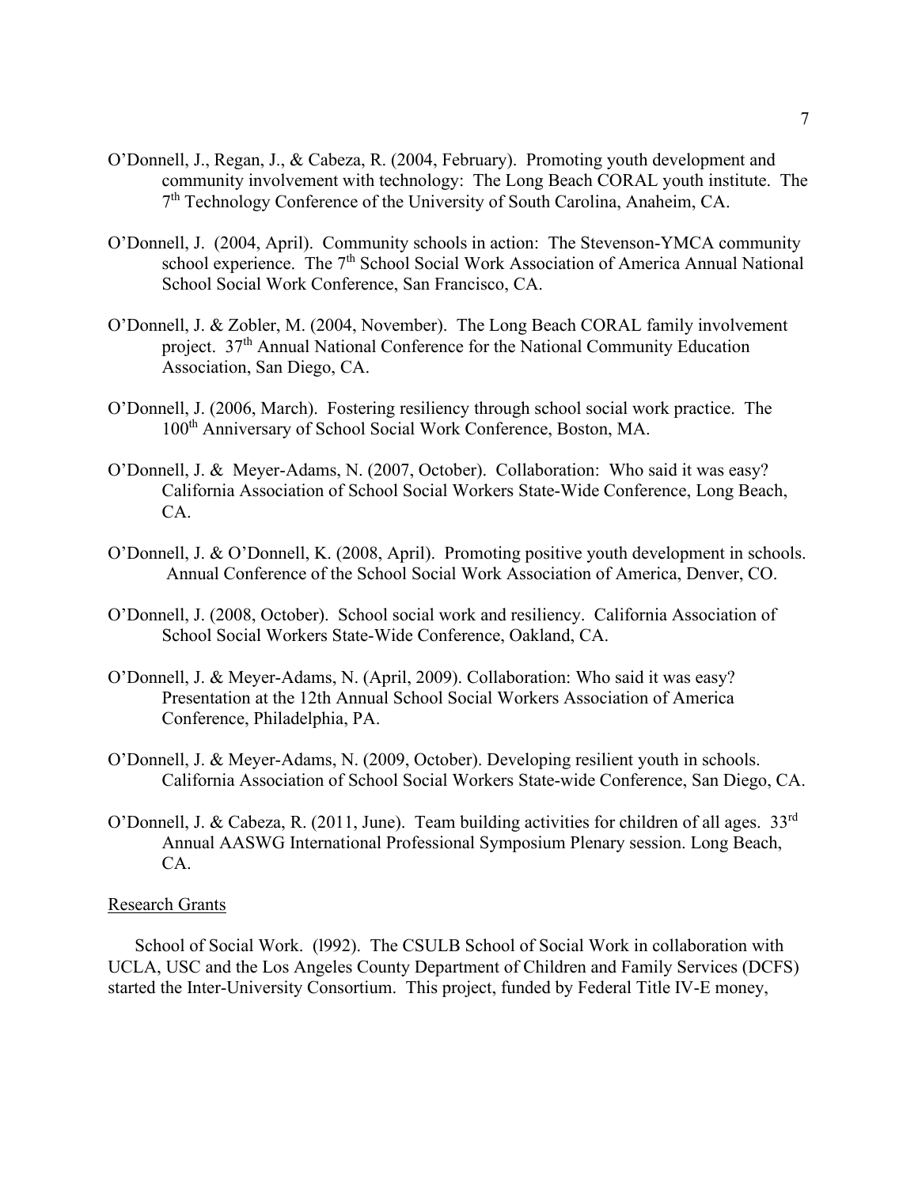O'Donnell, J., Regan, J., & Cabeza, R. (2004, February). Promoting youth development and community involvement with technology: The Long Beach CORAL youth institute. The 7th Technology Conference of the University of South Carolina, Anaheim, CA.

O'Donnell, J. (2004, April). Community schools in action: The Stevenson-YMCA community school experience. The 7th School Social Work Association of America Annual National School Social Work Conference, San Francisco, CA.

O'Donnell, J. & Zobler, M. (2004, November). The Long Beach CORAL family involvement project. 37th Annual National Conference for the National Community Education Association, San Diego, CA.

O'Donnell, J. (2006, March). Fostering resiliency through school social work practice. The 100th Anniversary of School Social Work Conference, Boston, MA.

O'Donnell, J. & Meyer-Adams, N. (2007, October). Collaboration: Who said it was easy? California Association of School Social Workers State-Wide Conference, Long Beach, CA.

O'Donnell, J. & O'Donnell, K. (2008, April). Promoting positive youth development in schools. Annual Conference of the School Social Work Association of America, Denver, CO.

O'Donnell, J. (2008, October). School social work and resiliency. California Association of School Social Workers State-Wide Conference, Oakland, CA.

O'Donnell, J. & Meyer-Adams, N. (April, 2009). Collaboration: Who said it was easy? Presentation at the 12th Annual School Social Workers Association of America Conference, Philadelphia, PA.

O'Donnell, J. & Meyer-Adams, N. (2009, October). Developing resilient youth in schools. California Association of School Social Workers State-wide Conference, San Diego, CA.

O'Donnell, J. & Cabeza, R. (2011, June). Team building activities for children of all ages. 33rd Annual AASWG International Professional Symposium Plenary session. Long Beach, CA.

<u>Research Grants</u>

School of Social Work. (l992). The CSULB School of Social Work in collaboration with UCLA, USC and the Los Angeles County Department of Children and Family Services (DCFS) started the Inter-University Consortium. This project, funded by Federal Title IV-E money,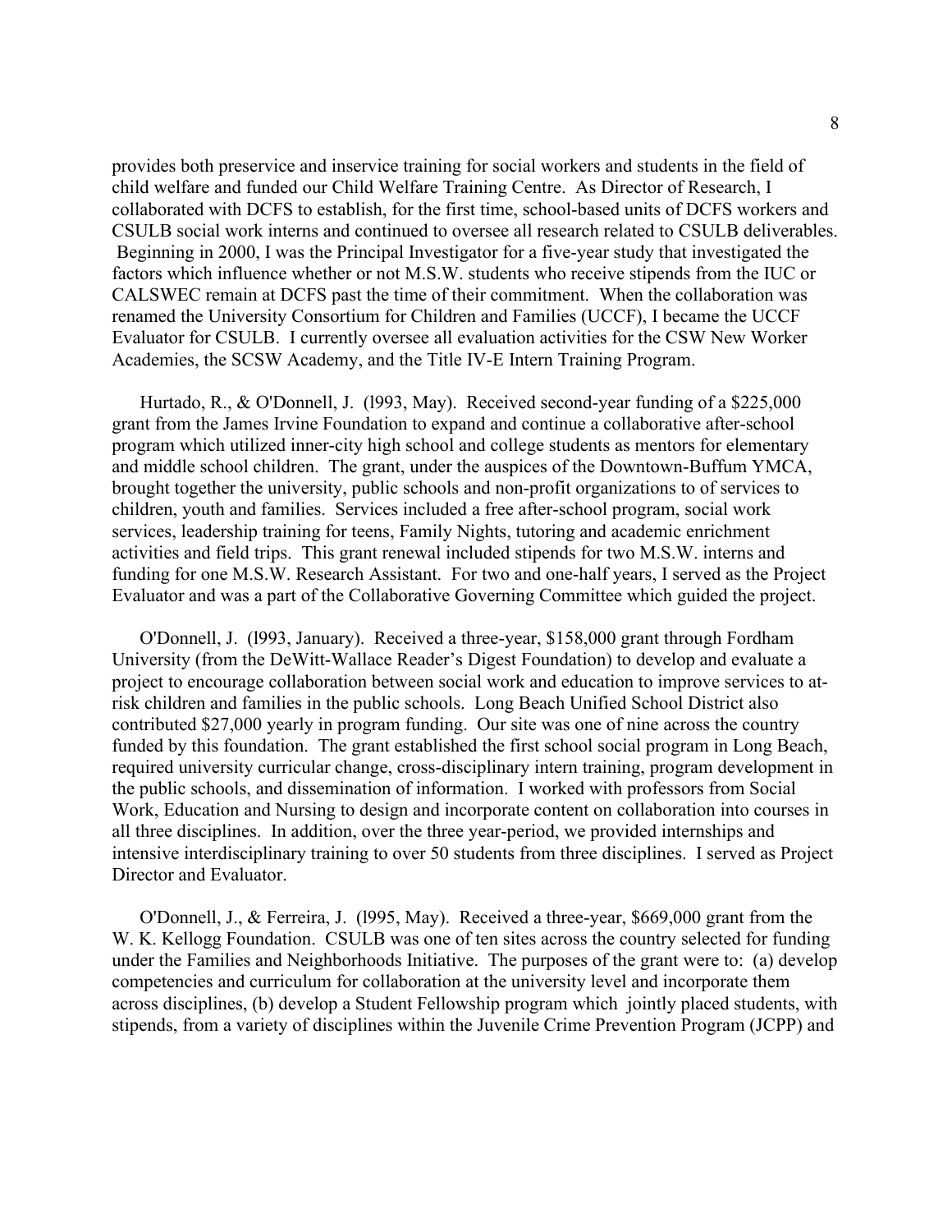provides both preservice and inservice training for social workers and students in the field of child welfare and funded our Child Welfare Training Centre. As Director of Research, I collaborated with DCFS to establish, for the first time, school-based units of DCFS workers and CSULB social work interns and continued to oversee all research related to CSULB deliverables. Beginning in 2000, I was the Principal Investigator for a five-year study that investigated the factors which influence whether or not M.S.W. students who receive stipends from the IUC or CALSWEC remain at DCFS past the time of their commitment. When the collaboration was renamed the University Consortium for Children and Families (UCCF), I became the UCCF Evaluator for CSULB. I currently oversee all evaluation activities for the CSW New Worker Academies, the SCSW Academy, and the Title IV-E Intern Training Program.

Hurtado, R., & O'Donnell, J. (l993, May). Received second-year funding of a $225,000 grant from the James Irvine Foundation to expand and continue a collaborative after-school program which utilized inner-city high school and college students as mentors for elementary and middle school children. The grant, under the auspices of the Downtown-Buffum YMCA, brought together the university, public schools and non-profit organizations to of services to children, youth and families. Services included a free after-school program, social work services, leadership training for teens, Family Nights, tutoring and academic enrichment activities and field trips. This grant renewal included stipends for two M.S.W. interns and funding for one M.S.W. Research Assistant. For two and one-half years, I served as the Project Evaluator and was a part of the Collaborative Governing Committee which guided the project.

O'Donnell, J. (l993, January). Received a three-year, $158,000 grant through Fordham University (from the DeWitt-Wallace Reader's Digest Foundation) to develop and evaluate a project to encourage collaboration between social work and education to improve services to at-risk children and families in the public schools. Long Beach Unified School District also contributed $27,000 yearly in program funding. Our site was one of nine across the country funded by this foundation. The grant established the first school social program in Long Beach, required university curricular change, cross-disciplinary intern training, program development in the public schools, and dissemination of information. I worked with professors from Social Work, Education and Nursing to design and incorporate content on collaboration into courses in all three disciplines. In addition, over the three year-period, we provided internships and intensive interdisciplinary training to over 50 students from three disciplines. I served as Project Director and Evaluator.

O'Donnell, J., & Ferreira, J. (l995, May). Received a three-year, $669,000 grant from the W. K. Kellogg Foundation. CSULB was one of ten sites across the country selected for funding under the Families and Neighborhoods Initiative. The purposes of the grant were to: (a) develop competencies and curriculum for collaboration at the university level and incorporate them across disciplines, (b) develop a Student Fellowship program which jointly placed students, with stipends, from a variety of disciplines within the Juvenile Crime Prevention Program (JCPP) and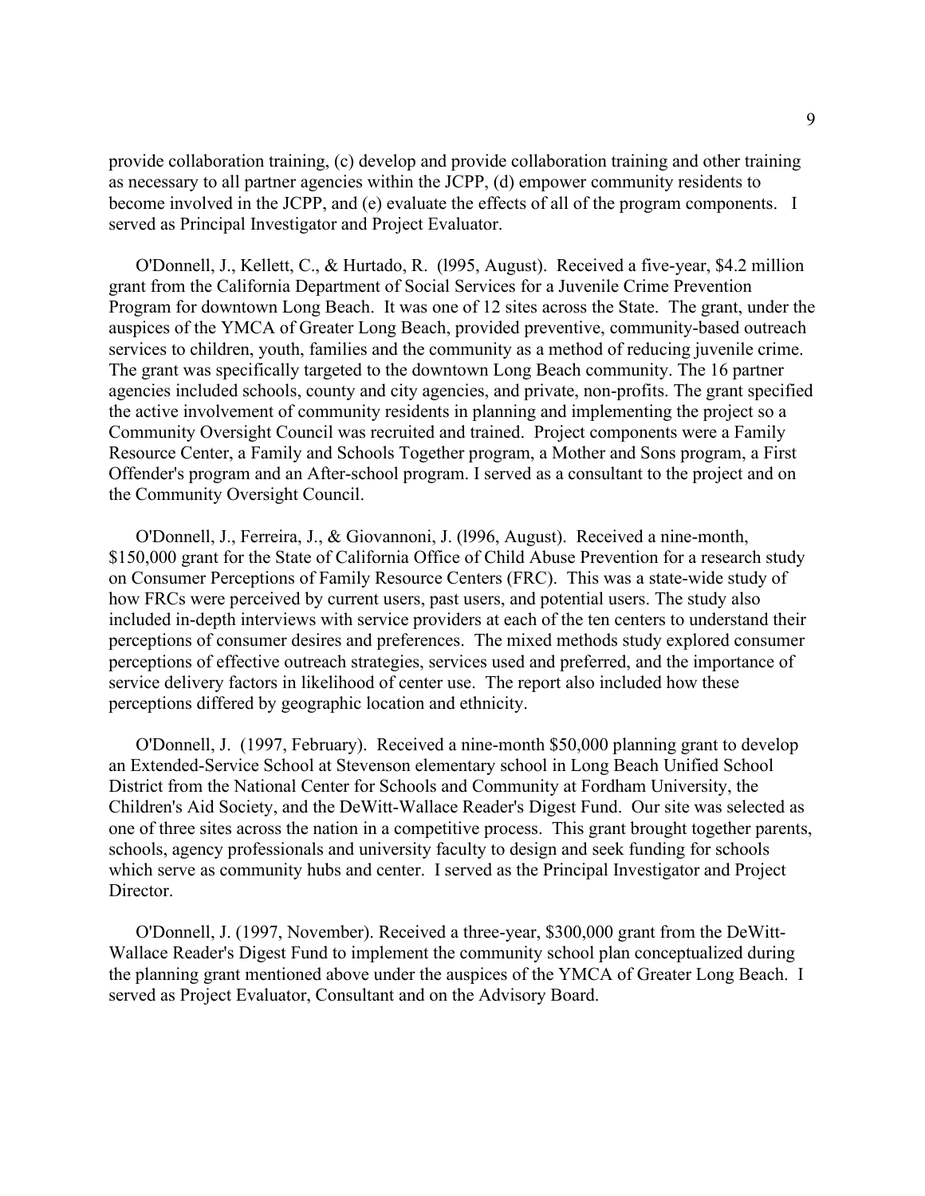provide collaboration training, (c) develop and provide collaboration training and other training as necessary to all partner agencies within the JCPP, (d) empower community residents to become involved in the JCPP, and (e) evaluate the effects of all of the program components. I served as Principal Investigator and Project Evaluator.

O'Donnell, J., Kellett, C., & Hurtado, R. (l995, August). Received a five-year, $4.2 million grant from the California Department of Social Services for a Juvenile Crime Prevention Program for downtown Long Beach. It was one of 12 sites across the State. The grant, under the auspices of the YMCA of Greater Long Beach, provided preventive, community-based outreach services to children, youth, families and the community as a method of reducing juvenile crime. The grant was specifically targeted to the downtown Long Beach community. The 16 partner agencies included schools, county and city agencies, and private, non-profits. The grant specified the active involvement of community residents in planning and implementing the project so a Community Oversight Council was recruited and trained. Project components were a Family Resource Center, a Family and Schools Together program, a Mother and Sons program, a First Offender's program and an After-school program. I served as a consultant to the project and on the Community Oversight Council.

O'Donnell, J., Ferreira, J., & Giovannoni, J. (l996, August). Received a nine-month, $150,000 grant for the State of California Office of Child Abuse Prevention for a research study on Consumer Perceptions of Family Resource Centers (FRC). This was a state-wide study of how FRCs were perceived by current users, past users, and potential users. The study also included in-depth interviews with service providers at each of the ten centers to understand their perceptions of consumer desires and preferences. The mixed methods study explored consumer perceptions of effective outreach strategies, services used and preferred, and the importance of service delivery factors in likelihood of center use. The report also included how these perceptions differed by geographic location and ethnicity.

O'Donnell, J. (1997, February). Received a nine-month $50,000 planning grant to develop an Extended-Service School at Stevenson elementary school in Long Beach Unified School District from the National Center for Schools and Community at Fordham University, the Children's Aid Society, and the DeWitt-Wallace Reader's Digest Fund. Our site was selected as one of three sites across the nation in a competitive process. This grant brought together parents, schools, agency professionals and university faculty to design and seek funding for schools which serve as community hubs and center. I served as the Principal Investigator and Project Director.

O'Donnell, J. (1997, November). Received a three-year, $300,000 grant from the DeWitt-Wallace Reader's Digest Fund to implement the community school plan conceptualized during the planning grant mentioned above under the auspices of the YMCA of Greater Long Beach. I served as Project Evaluator, Consultant and on the Advisory Board.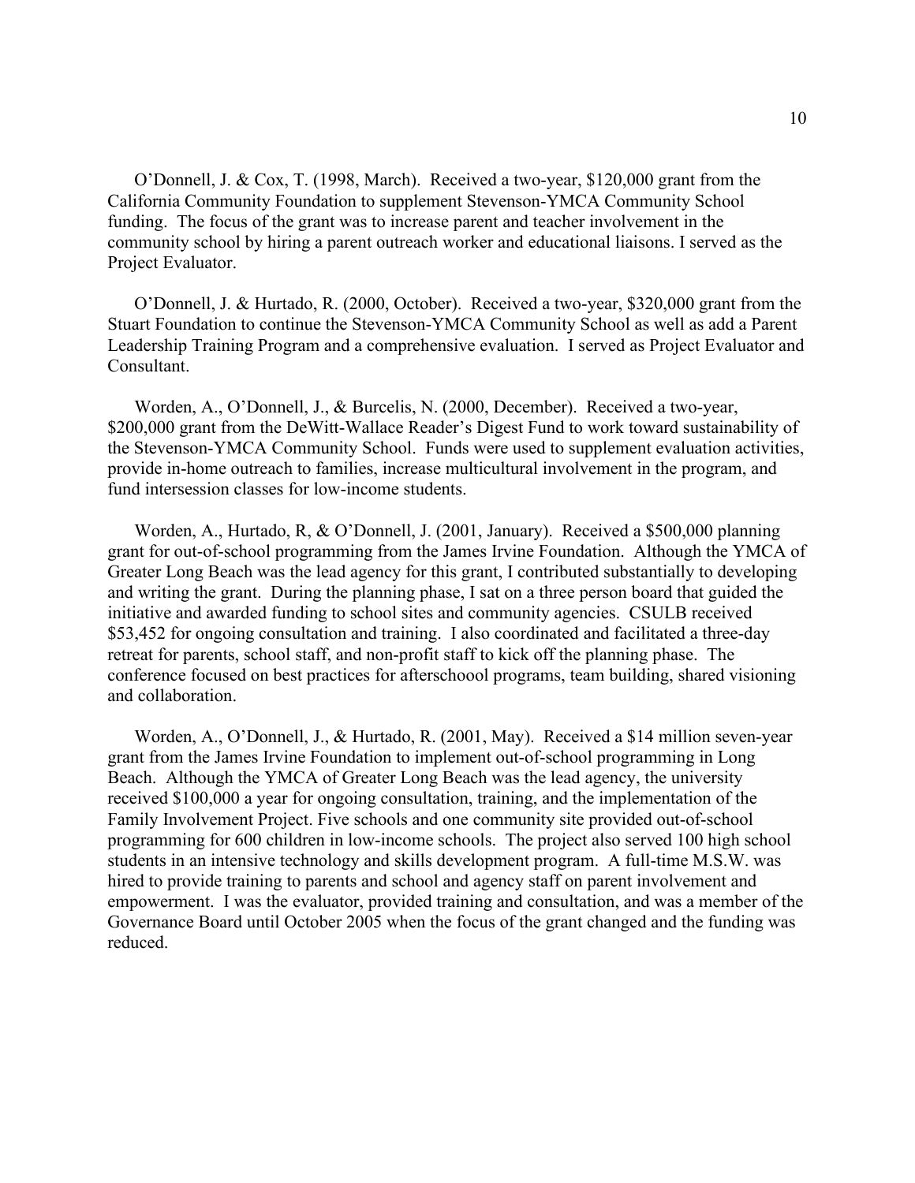O'Donnell, J. & Cox, T. (1998, March). Received a two-year, $120,000 grant from the California Community Foundation to supplement Stevenson-YMCA Community School funding. The focus of the grant was to increase parent and teacher involvement in the community school by hiring a parent outreach worker and educational liaisons. I served as the Project Evaluator.

O'Donnell, J. & Hurtado, R. (2000, October). Received a two-year, $320,000 grant from the Stuart Foundation to continue the Stevenson-YMCA Community School as well as add a Parent Leadership Training Program and a comprehensive evaluation. I served as Project Evaluator and Consultant.

Worden, A., O'Donnell, J., & Burcelis, N. (2000, December). Received a two-year, $200,000 grant from the DeWitt-Wallace Reader's Digest Fund to work toward sustainability of the Stevenson-YMCA Community School. Funds were used to supplement evaluation activities, provide in-home outreach to families, increase multicultural involvement in the program, and fund intersession classes for low-income students.

Worden, A., Hurtado, R, & O'Donnell, J. (2001, January). Received a $500,000 planning grant for out-of-school programming from the James Irvine Foundation. Although the YMCA of Greater Long Beach was the lead agency for this grant, I contributed substantially to developing and writing the grant. During the planning phase, I sat on a three person board that guided the initiative and awarded funding to school sites and community agencies. CSULB received $53,452 for ongoing consultation and training. I also coordinated and facilitated a three-day retreat for parents, school staff, and non-profit staff to kick off the planning phase. The conference focused on best practices for afterschoool programs, team building, shared visioning and collaboration.

Worden, A., O'Donnell, J., & Hurtado, R. (2001, May). Received a $14 million seven-year grant from the James Irvine Foundation to implement out-of-school programming in Long Beach. Although the YMCA of Greater Long Beach was the lead agency, the university received $100,000 a year for ongoing consultation, training, and the implementation of the Family Involvement Project. Five schools and one community site provided out-of-school programming for 600 children in low-income schools. The project also served 100 high school students in an intensive technology and skills development program. A full-time M.S.W. was hired to provide training to parents and school and agency staff on parent involvement and empowerment. I was the evaluator, provided training and consultation, and was a member of the Governance Board until October 2005 when the focus of the grant changed and the funding was reduced.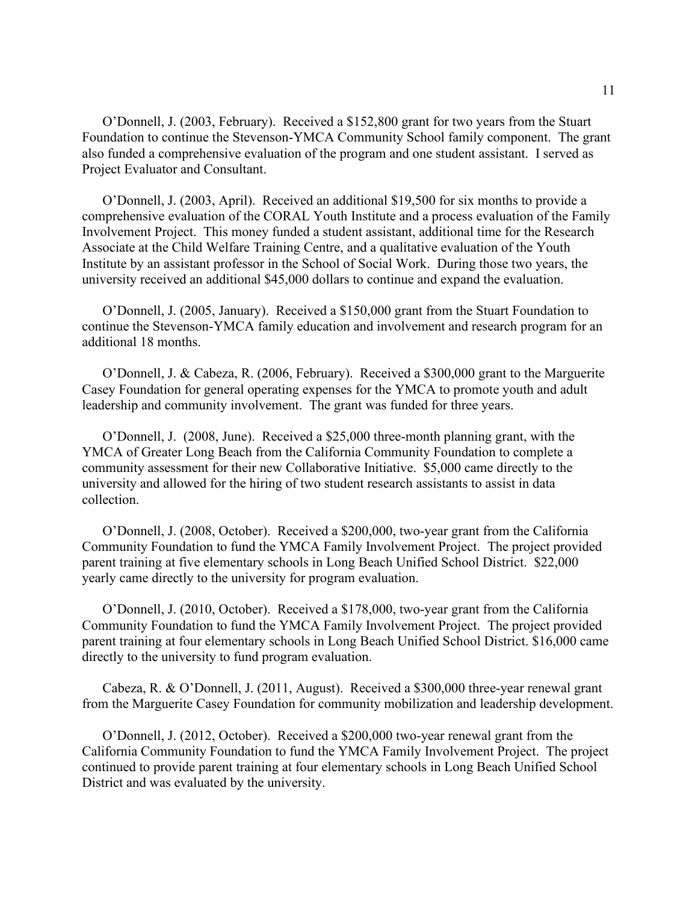O'Donnell, J. (2003, February). Received a $152,800 grant for two years from the Stuart Foundation to continue the Stevenson-YMCA Community School family component. The grant also funded a comprehensive evaluation of the program and one student assistant. I served as Project Evaluator and Consultant.

O'Donnell, J. (2003, April). Received an additional $19,500 for six months to provide a comprehensive evaluation of the CORAL Youth Institute and a process evaluation of the Family Involvement Project. This money funded a student assistant, additional time for the Research Associate at the Child Welfare Training Centre, and a qualitative evaluation of the Youth Institute by an assistant professor in the School of Social Work. During those two years, the university received an additional $45,000 dollars to continue and expand the evaluation.

O'Donnell, J. (2005, January). Received a $150,000 grant from the Stuart Foundation to continue the Stevenson-YMCA family education and involvement and research program for an additional 18 months.

O'Donnell, J. & Cabeza, R. (2006, February). Received a $300,000 grant to the Marguerite Casey Foundation for general operating expenses for the YMCA to promote youth and adult leadership and community involvement. The grant was funded for three years.

O'Donnell, J. (2008, June). Received a $25,000 three-month planning grant, with the YMCA of Greater Long Beach from the California Community Foundation to complete a community assessment for their new Collaborative Initiative. $5,000 came directly to the university and allowed for the hiring of two student research assistants to assist in data collection.

O'Donnell, J. (2008, October). Received a $200,000, two-year grant from the California Community Foundation to fund the YMCA Family Involvement Project. The project provided parent training at five elementary schools in Long Beach Unified School District. $22,000 yearly came directly to the university for program evaluation.

O'Donnell, J. (2010, October). Received a $178,000, two-year grant from the California Community Foundation to fund the YMCA Family Involvement Project. The project provided parent training at four elementary schools in Long Beach Unified School District. $16,000 came directly to the university to fund program evaluation.

Cabeza, R. & O'Donnell, J. (2011, August). Received a $300,000 three-year renewal grant from the Marguerite Casey Foundation for community mobilization and leadership development.

O'Donnell, J. (2012, October). Received a $200,000 two-year renewal grant from the California Community Foundation to fund the YMCA Family Involvement Project. The project continued to provide parent training at four elementary schools in Long Beach Unified School District and was evaluated by the university.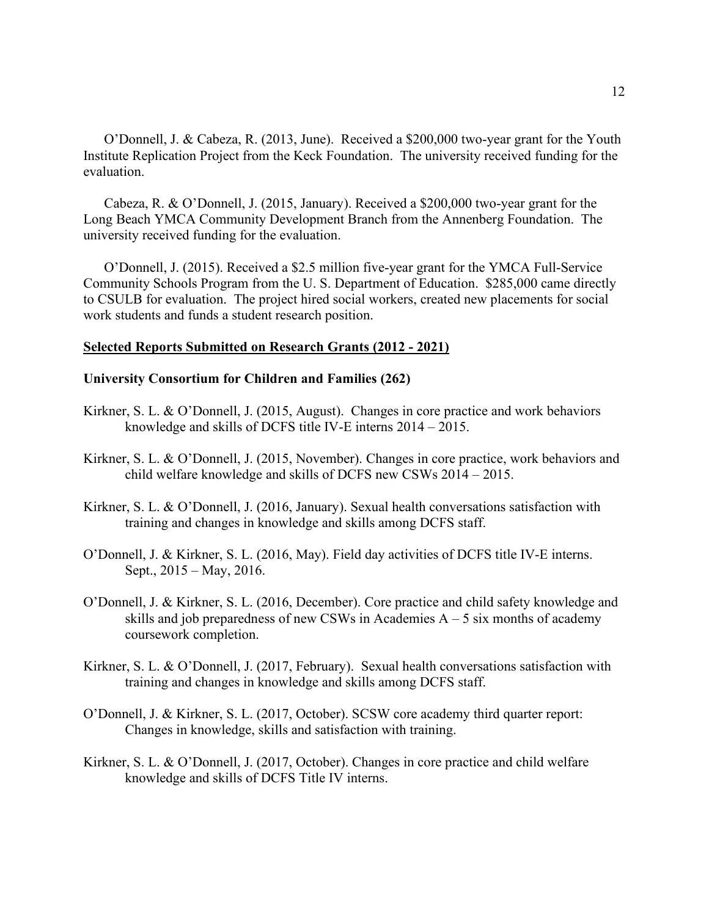O'Donnell, J. & Cabeza, R. (2013, June). Received a $200,000 two-year grant for the Youth Institute Replication Project from the Keck Foundation. The university received funding for the evaluation.

Cabeza, R. & O'Donnell, J. (2015, January). Received a $200,000 two-year grant for the Long Beach YMCA Community Development Branch from the Annenberg Foundation. The university received funding for the evaluation.

O'Donnell, J. (2015). Received a $2.5 million five-year grant for the YMCA Full-Service Community Schools Program from the U. S. Department of Education. $285,000 came directly to CSULB for evaluation. The project hired social workers, created new placements for social work students and funds a student research position.

**Selected Reports Submitted on Research Grants (2012 - 2021)**

**University Consortium for Children and Families (262)**

Kirkner, S. L. & O'Donnell, J. (2015, August). Changes in core practice and work behaviors knowledge and skills of DCFS title IV-E interns 2014 – 2015.

Kirkner, S. L. & O'Donnell, J. (2015, November). Changes in core practice, work behaviors and child welfare knowledge and skills of DCFS new CSWs 2014 – 2015.

Kirkner, S. L. & O'Donnell, J. (2016, January). Sexual health conversations satisfaction with training and changes in knowledge and skills among DCFS staff.

O'Donnell, J. & Kirkner, S. L. (2016, May). Field day activities of DCFS title IV-E interns. Sept., 2015 – May, 2016.

O'Donnell, J. & Kirkner, S. L. (2016, December). Core practice and child safety knowledge and skills and job preparedness of new CSWs in Academies A – 5 six months of academy coursework completion.

Kirkner, S. L. & O'Donnell, J. (2017, February). Sexual health conversations satisfaction with training and changes in knowledge and skills among DCFS staff.

O'Donnell, J. & Kirkner, S. L. (2017, October). SCSW core academy third quarter report: Changes in knowledge, skills and satisfaction with training.

Kirkner, S. L. & O'Donnell, J. (2017, October). Changes in core practice and child welfare knowledge and skills of DCFS Title IV interns.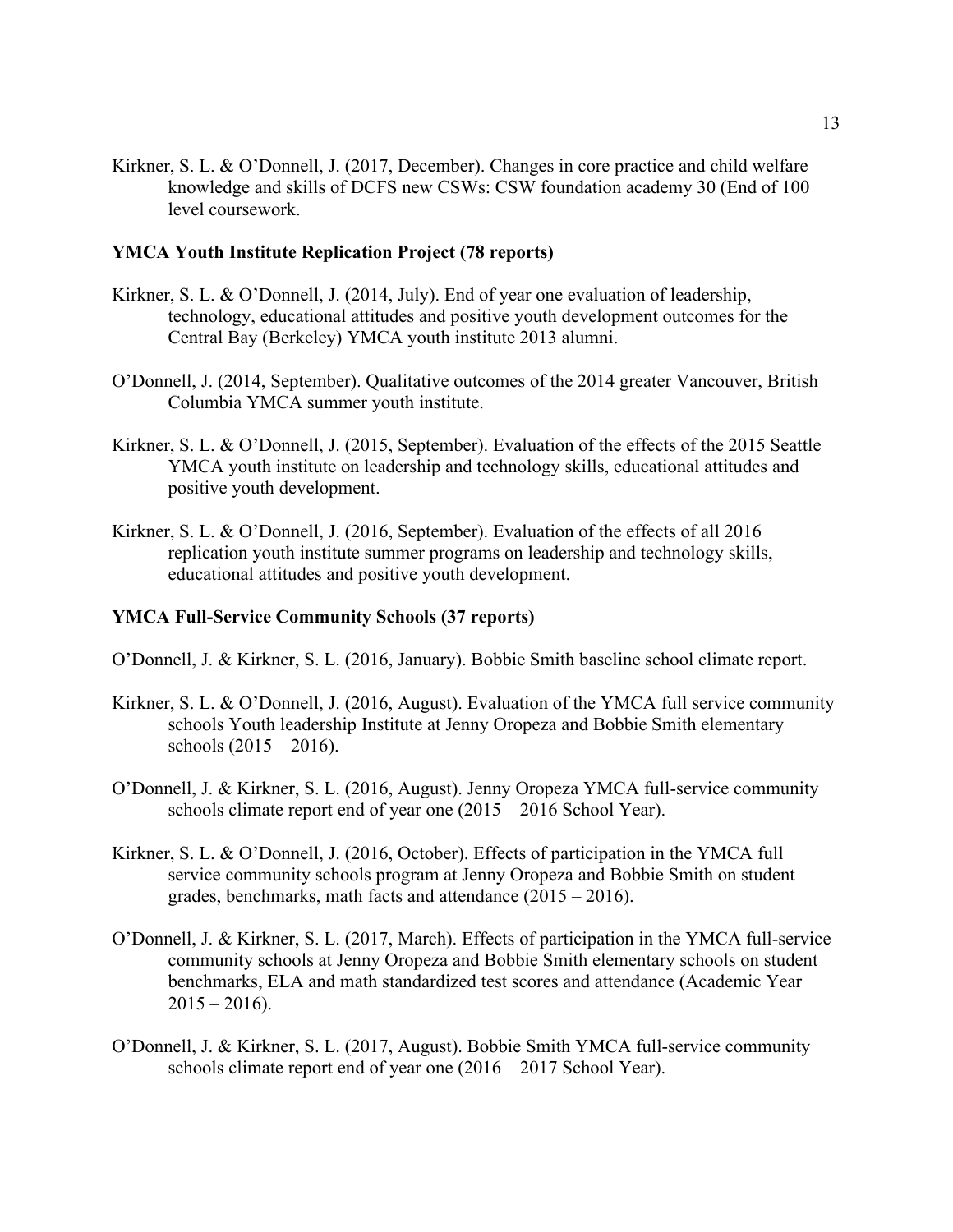Kirkner, S. L. & O'Donnell, J. (2017, December). Changes in core practice and child welfare knowledge and skills of DCFS new CSWs: CSW foundation academy 30 (End of 100 level coursework.

**YMCA Youth Institute Replication Project (78 reports)**

Kirkner, S. L. & O'Donnell, J. (2014, July). End of year one evaluation of leadership, technology, educational attitudes and positive youth development outcomes for the Central Bay (Berkeley) YMCA youth institute 2013 alumni.

O'Donnell, J. (2014, September). Qualitative outcomes of the 2014 greater Vancouver, British Columbia YMCA summer youth institute.

Kirkner, S. L. & O'Donnell, J. (2015, September). Evaluation of the effects of the 2015 Seattle YMCA youth institute on leadership and technology skills, educational attitudes and positive youth development.

Kirkner, S. L. & O'Donnell, J. (2016, September). Evaluation of the effects of all 2016 replication youth institute summer programs on leadership and technology skills, educational attitudes and positive youth development.

**YMCA Full-Service Community Schools (37 reports)**

O'Donnell, J. & Kirkner, S. L. (2016, January). Bobbie Smith baseline school climate report.

Kirkner, S. L. & O'Donnell, J. (2016, August). Evaluation of the YMCA full service community schools Youth leadership Institute at Jenny Oropeza and Bobbie Smith elementary schools (2015 – 2016).

O'Donnell, J. & Kirkner, S. L. (2016, August). Jenny Oropeza YMCA full-service community schools climate report end of year one (2015 – 2016 School Year).

Kirkner, S. L. & O'Donnell, J. (2016, October). Effects of participation in the YMCA full service community schools program at Jenny Oropeza and Bobbie Smith on student grades, benchmarks, math facts and attendance (2015 – 2016).

O'Donnell, J. & Kirkner, S. L. (2017, March). Effects of participation in the YMCA full-service community schools at Jenny Oropeza and Bobbie Smith elementary schools on student benchmarks, ELA and math standardized test scores and attendance (Academic Year 2015 – 2016).

O'Donnell, J. & Kirkner, S. L. (2017, August). Bobbie Smith YMCA full-service community schools climate report end of year one (2016 – 2017 School Year).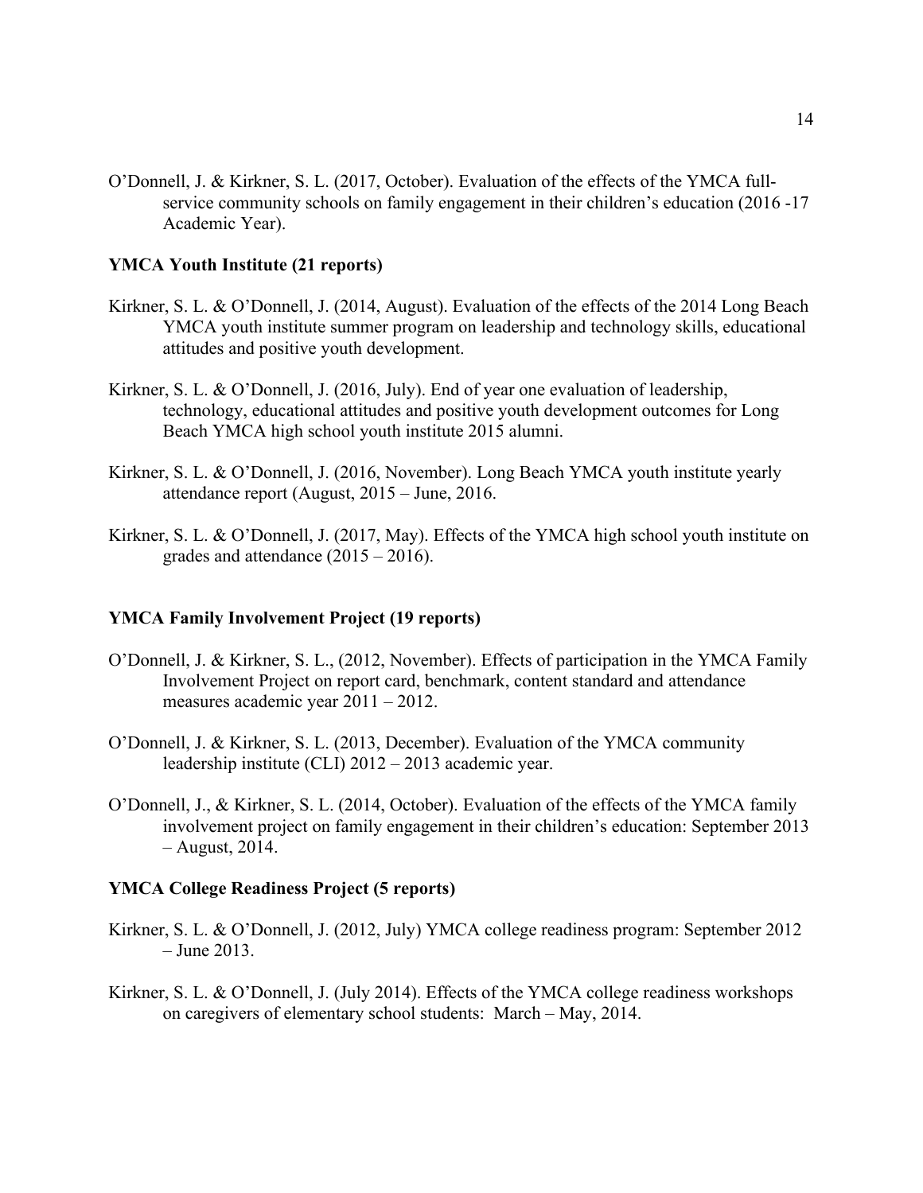O'Donnell, J. & Kirkner, S. L. (2017, October). Evaluation of the effects of the YMCA full-service community schools on family engagement in their children's education (2016 -17 Academic Year).

**YMCA Youth Institute (21 reports)**

Kirkner, S. L. & O'Donnell, J. (2014, August). Evaluation of the effects of the 2014 Long Beach YMCA youth institute summer program on leadership and technology skills, educational attitudes and positive youth development.

Kirkner, S. L. & O'Donnell, J. (2016, July). End of year one evaluation of leadership, technology, educational attitudes and positive youth development outcomes for Long Beach YMCA high school youth institute 2015 alumni.

Kirkner, S. L. & O'Donnell, J. (2016, November). Long Beach YMCA youth institute yearly attendance report (August, 2015 – June, 2016.

Kirkner, S. L. & O'Donnell, J. (2017, May). Effects of the YMCA high school youth institute on grades and attendance (2015 – 2016).

**YMCA Family Involvement Project (19 reports)**

O'Donnell, J. & Kirkner, S. L., (2012, November). Effects of participation in the YMCA Family Involvement Project on report card, benchmark, content standard and attendance measures academic year 2011 – 2012.

O'Donnell, J. & Kirkner, S. L. (2013, December). Evaluation of the YMCA community leadership institute (CLI) 2012 – 2013 academic year.

O'Donnell, J., & Kirkner, S. L. (2014, October). Evaluation of the effects of the YMCA family involvement project on family engagement in their children's education: September 2013 – August, 2014.

**YMCA College Readiness Project (5 reports)**

Kirkner, S. L. & O'Donnell, J. (2012, July) YMCA college readiness program: September 2012 – June 2013.

Kirkner, S. L. & O'Donnell, J. (July 2014). Effects of the YMCA college readiness workshops on caregivers of elementary school students: March – May, 2014.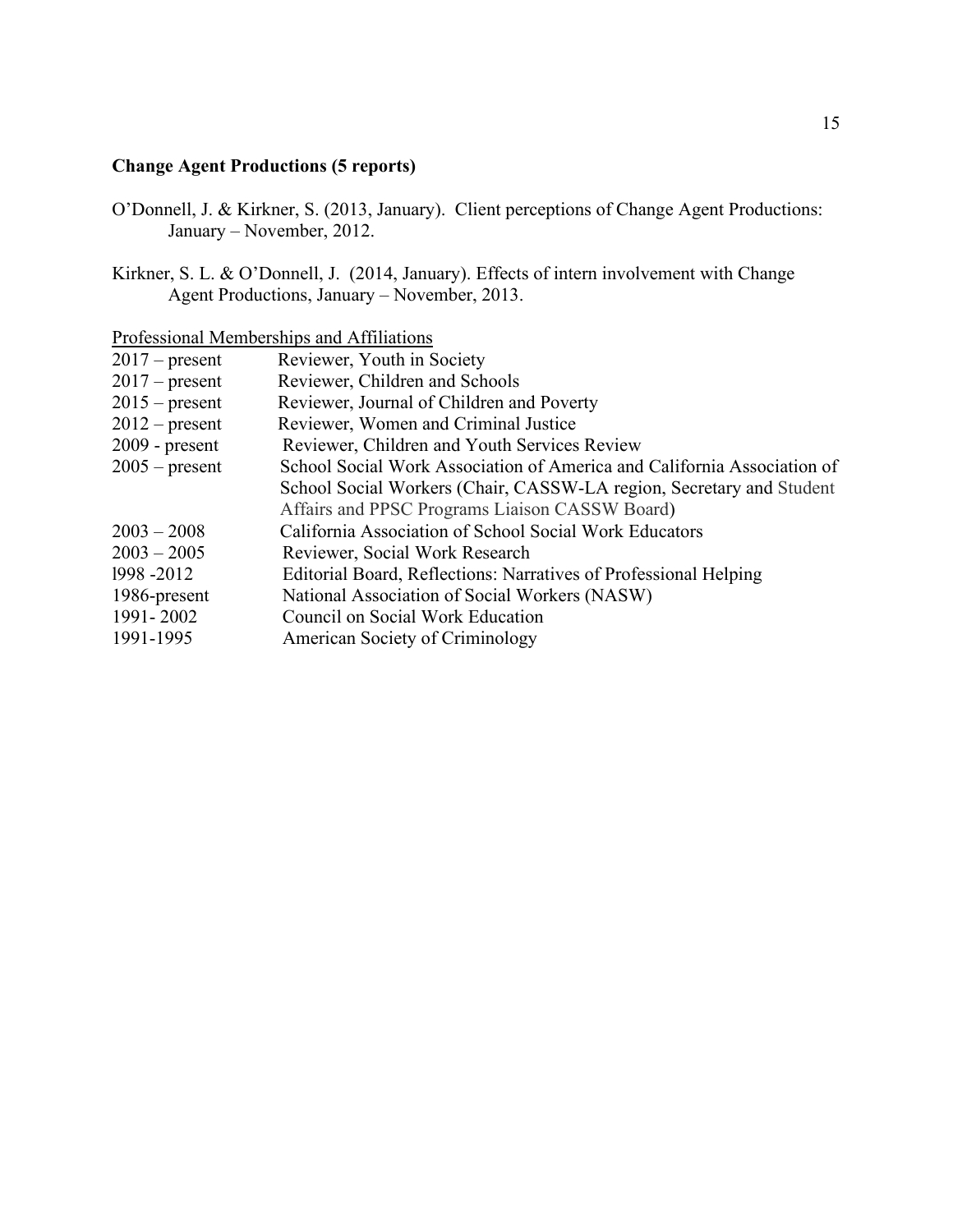**Change Agent Productions (5 reports)**

O'Donnell, J. & Kirkner, S. (2013, January). Client perceptions of Change Agent Productions: January – November, 2012.

Kirkner, S. L. & O'Donnell, J. (2014, January). Effects of intern involvement with Change Agent Productions, January – November, 2013.

<u>Professional Memberships and Affiliations</u>

| | |
|---|---|
| 2017 – present | Reviewer, Youth in Society |
| 2017 – present | Reviewer, Children and Schools |
| 2015 – present | Reviewer, Journal of Children and Poverty |
| 2012 – present | Reviewer, Women and Criminal Justice |
| 2009 - present | Reviewer, Children and Youth Services Review |
| 2005 – present | School Social Work Association of America and California Association of School Social Workers (Chair, CASSW-LA region, Secretary and Student Affairs and PPSC Programs Liaison CASSW Board) |
| 2003 – 2008 | California Association of School Social Work Educators |
| 2003 – 2005 | Reviewer, Social Work Research |
| l998 -2012 | Editorial Board, Reflections: Narratives of Professional Helping |
| 1986-present | National Association of Social Workers (NASW) |
| 1991- 2002 | Council on Social Work Education |
| 1991-1995 | American Society of Criminology |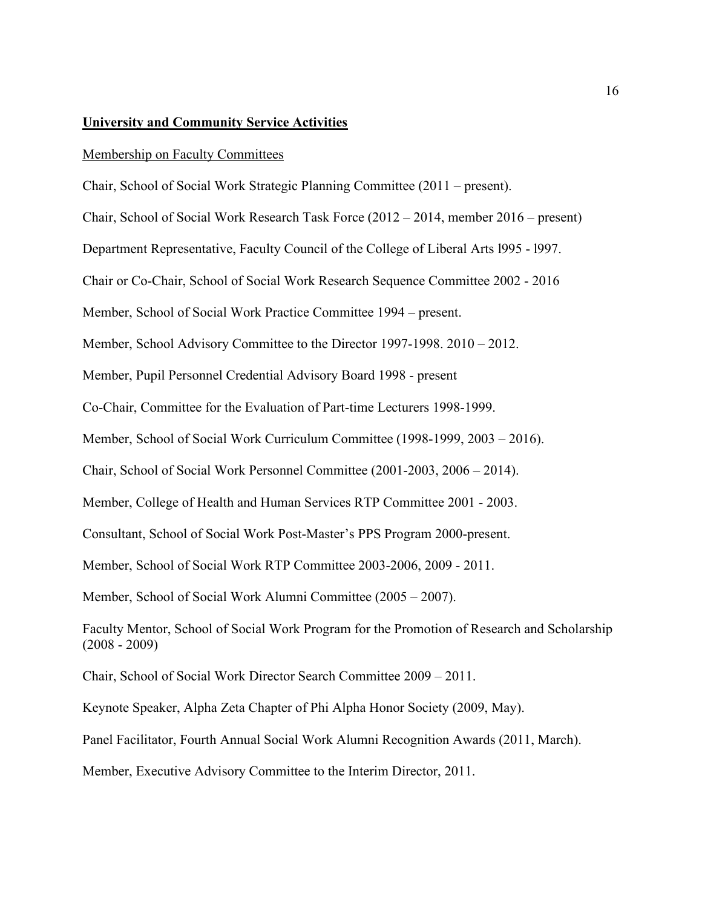## **University and Community Service Activities**

Membership on Faculty Committees

Chair, School of Social Work Strategic Planning Committee (2011 – present).

Chair, School of Social Work Research Task Force (2012 – 2014, member 2016 – present)

Department Representative, Faculty Council of the College of Liberal Arts l995 - l997.

Chair or Co-Chair, School of Social Work Research Sequence Committee 2002 - 2016

Member, School of Social Work Practice Committee 1994 – present.

Member, School Advisory Committee to the Director 1997-1998. 2010 – 2012.

Member, Pupil Personnel Credential Advisory Board 1998 - present

Co-Chair, Committee for the Evaluation of Part-time Lecturers 1998-1999.

Member, School of Social Work Curriculum Committee (1998-1999, 2003 – 2016).

Chair, School of Social Work Personnel Committee (2001-2003, 2006 – 2014).

Member, College of Health and Human Services RTP Committee 2001 - 2003.

Consultant, School of Social Work Post-Master's PPS Program 2000-present.

Member, School of Social Work RTP Committee 2003-2006, 2009 - 2011.

Member, School of Social Work Alumni Committee (2005 – 2007).

Faculty Mentor, School of Social Work Program for the Promotion of Research and Scholarship (2008 - 2009)

Chair, School of Social Work Director Search Committee 2009 – 2011.

Keynote Speaker, Alpha Zeta Chapter of Phi Alpha Honor Society (2009, May).

Panel Facilitator, Fourth Annual Social Work Alumni Recognition Awards (2011, March).

Member, Executive Advisory Committee to the Interim Director, 2011.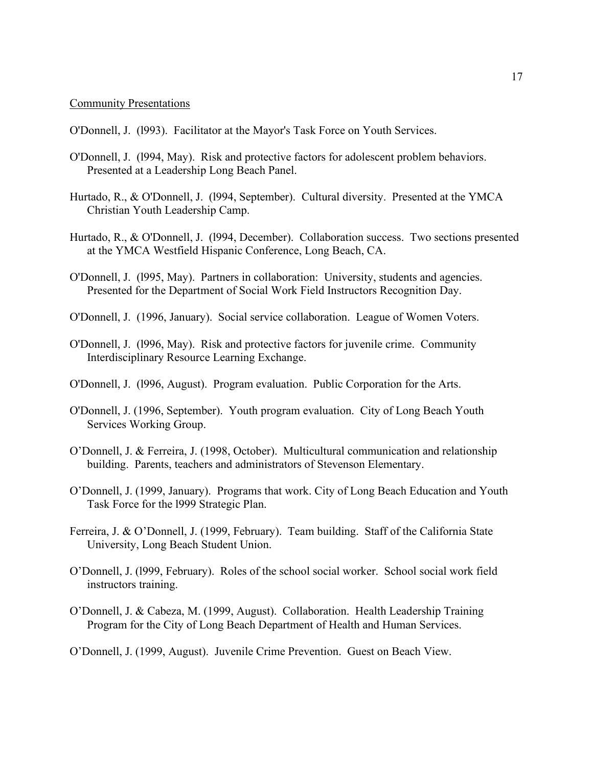Community Presentations

O'Donnell, J. (l993). Facilitator at the Mayor's Task Force on Youth Services.

O'Donnell, J. (l994, May). Risk and protective factors for adolescent problem behaviors. Presented at a Leadership Long Beach Panel.

Hurtado, R., & O'Donnell, J. (l994, September). Cultural diversity. Presented at the YMCA Christian Youth Leadership Camp.

Hurtado, R., & O'Donnell, J. (l994, December). Collaboration success. Two sections presented at the YMCA Westfield Hispanic Conference, Long Beach, CA.

O'Donnell, J. (l995, May). Partners in collaboration: University, students and agencies. Presented for the Department of Social Work Field Instructors Recognition Day.

O'Donnell, J. (1996, January). Social service collaboration. League of Women Voters.

O'Donnell, J. (l996, May). Risk and protective factors for juvenile crime. Community Interdisciplinary Resource Learning Exchange.

O'Donnell, J. (l996, August). Program evaluation. Public Corporation for the Arts.

O'Donnell, J. (1996, September). Youth program evaluation. City of Long Beach Youth Services Working Group.

O’Donnell, J. & Ferreira, J. (1998, October). Multicultural communication and relationship building. Parents, teachers and administrators of Stevenson Elementary.

O’Donnell, J. (1999, January). Programs that work. City of Long Beach Education and Youth Task Force for the l999 Strategic Plan.

Ferreira, J. & O’Donnell, J. (1999, February). Team building. Staff of the California State University, Long Beach Student Union.

O’Donnell, J. (l999, February). Roles of the school social worker. School social work field instructors training.

O’Donnell, J. & Cabeza, M. (1999, August). Collaboration. Health Leadership Training Program for the City of Long Beach Department of Health and Human Services.

O’Donnell, J. (1999, August). Juvenile Crime Prevention. Guest on Beach View.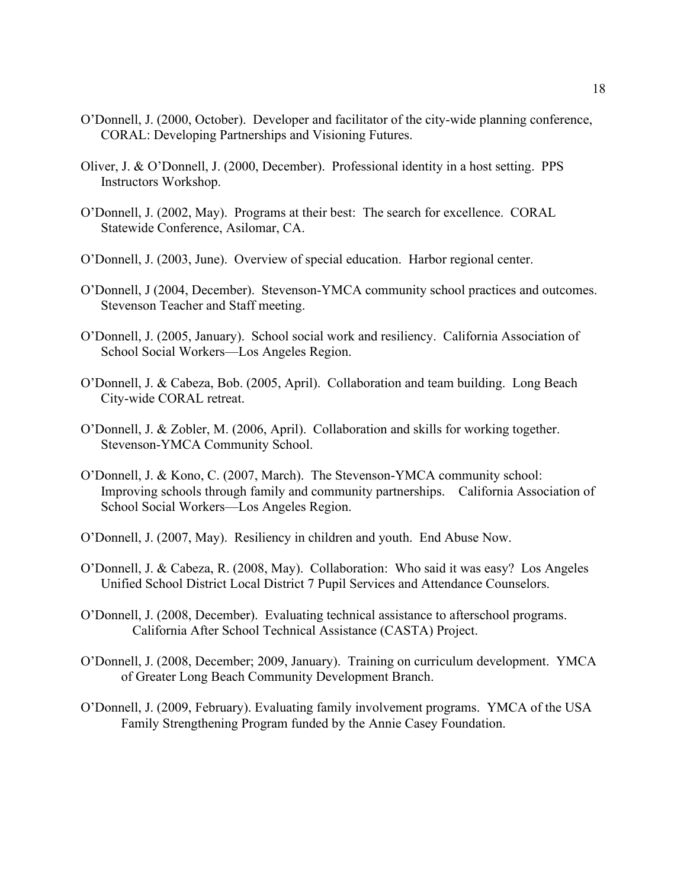O'Donnell, J. (2000, October). Developer and facilitator of the city-wide planning conference, CORAL: Developing Partnerships and Visioning Futures.

Oliver, J. & O'Donnell, J. (2000, December). Professional identity in a host setting. PPS Instructors Workshop.

O'Donnell, J. (2002, May). Programs at their best: The search for excellence. CORAL Statewide Conference, Asilomar, CA.

O'Donnell, J. (2003, June). Overview of special education. Harbor regional center.

O'Donnell, J (2004, December). Stevenson-YMCA community school practices and outcomes. Stevenson Teacher and Staff meeting.

O'Donnell, J. (2005, January). School social work and resiliency. California Association of School Social Workers—Los Angeles Region.

O'Donnell, J. & Cabeza, Bob. (2005, April). Collaboration and team building. Long Beach City-wide CORAL retreat.

O'Donnell, J. & Zobler, M. (2006, April). Collaboration and skills for working together. Stevenson-YMCA Community School.

O'Donnell, J. & Kono, C. (2007, March). The Stevenson-YMCA community school: Improving schools through family and community partnerships. California Association of School Social Workers—Los Angeles Region.

O'Donnell, J. (2007, May). Resiliency in children and youth. End Abuse Now.

O'Donnell, J. & Cabeza, R. (2008, May). Collaboration: Who said it was easy? Los Angeles Unified School District Local District 7 Pupil Services and Attendance Counselors.

O'Donnell, J. (2008, December). Evaluating technical assistance to afterschool programs. California After School Technical Assistance (CASTA) Project.

O'Donnell, J. (2008, December; 2009, January). Training on curriculum development. YMCA of Greater Long Beach Community Development Branch.

O'Donnell, J. (2009, February). Evaluating family involvement programs. YMCA of the USA Family Strengthening Program funded by the Annie Casey Foundation.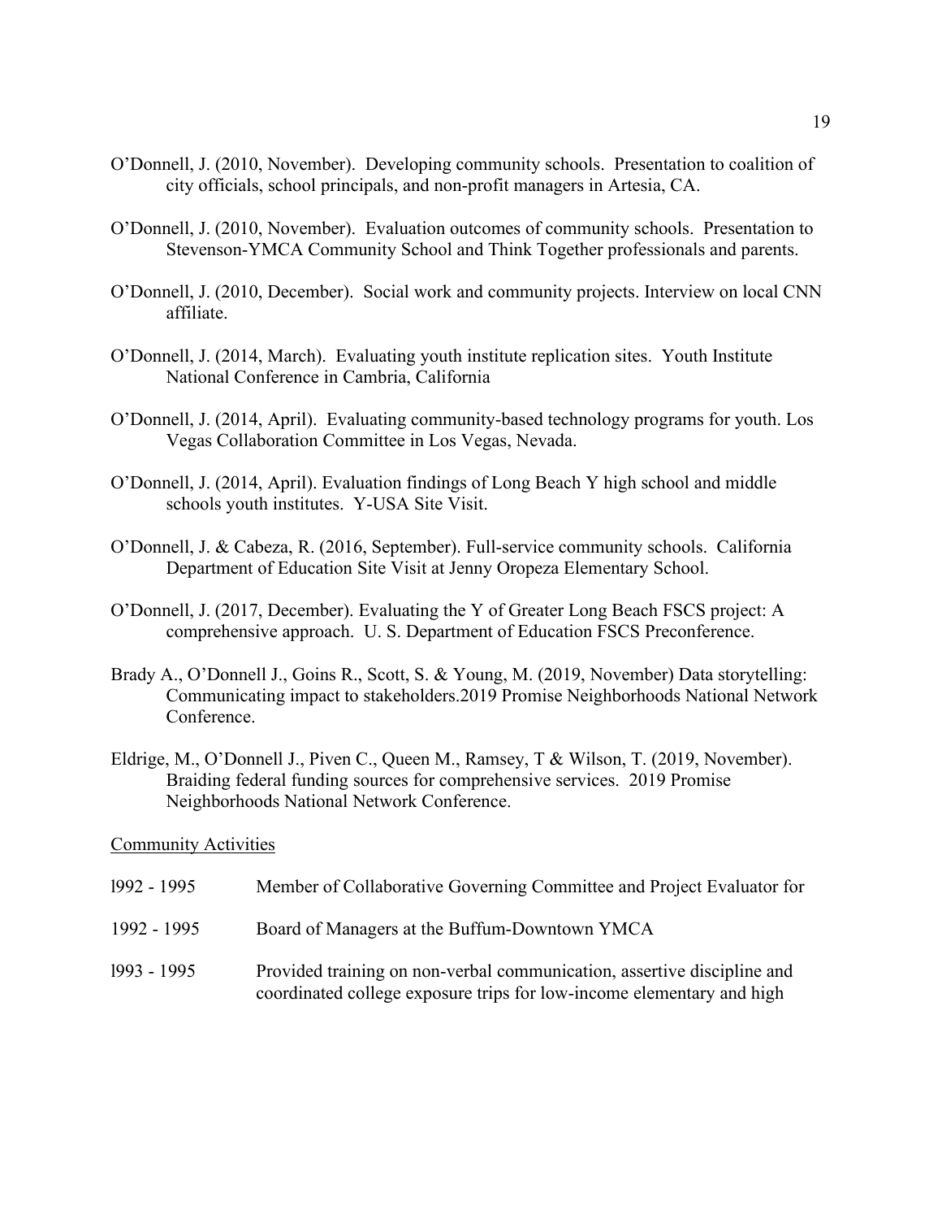O'Donnell, J. (2010, November). Developing community schools. Presentation to coalition of city officials, school principals, and non-profit managers in Artesia, CA.

O'Donnell, J. (2010, November). Evaluation outcomes of community schools. Presentation to Stevenson-YMCA Community School and Think Together professionals and parents.

O'Donnell, J. (2010, December). Social work and community projects. Interview on local CNN affiliate.

O'Donnell, J. (2014, March). Evaluating youth institute replication sites. Youth Institute National Conference in Cambria, California

O'Donnell, J. (2014, April). Evaluating community-based technology programs for youth. Los Vegas Collaboration Committee in Los Vegas, Nevada.

O'Donnell, J. (2014, April). Evaluation findings of Long Beach Y high school and middle schools youth institutes. Y-USA Site Visit.

O'Donnell, J. & Cabeza, R. (2016, September). Full-service community schools. California Department of Education Site Visit at Jenny Oropeza Elementary School.

O'Donnell, J. (2017, December). Evaluating the Y of Greater Long Beach FSCS project: A comprehensive approach. U. S. Department of Education FSCS Preconference.

Brady A., O'Donnell J., Goins R., Scott, S. & Young, M. (2019, November) Data storytelling: Communicating impact to stakeholders.2019 Promise Neighborhoods National Network Conference.

Eldrige, M., O'Donnell J., Piven C., Queen M., Ramsey, T & Wilson, T. (2019, November). Braiding federal funding sources for comprehensive services. 2019 Promise Neighborhoods National Network Conference.

Community Activities

l992 - 1995 Member of Collaborative Governing Committee and Project Evaluator for

1992 - 1995 Board of Managers at the Buffum-Downtown YMCA

l993 - 1995 Provided training on non-verbal communication, assertive discipline and coordinated college exposure trips for low-income elementary and high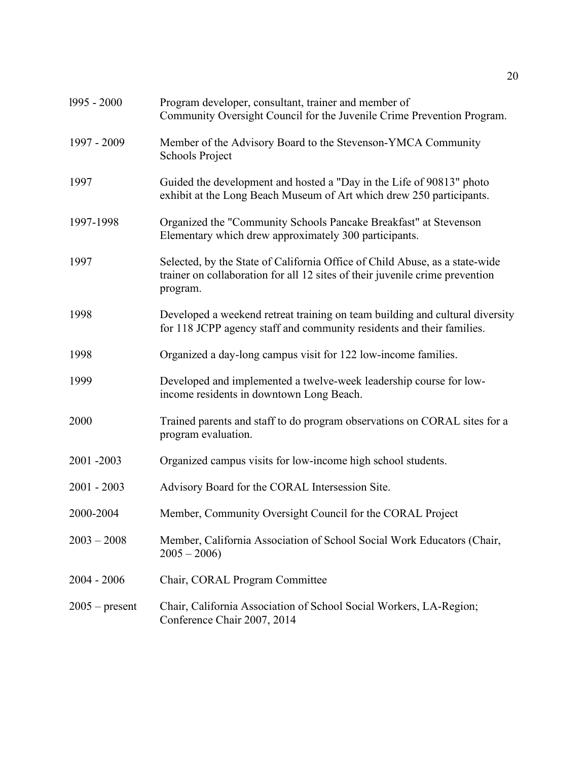| | |
|---|---|
| l995 - 2000 | Program developer, consultant, trainer and member of Community Oversight Council for the Juvenile Crime Prevention Program. |
| 1997 - 2009 | Member of the Advisory Board to the Stevenson-YMCA Community Schools Project |
| 1997 | Guided the development and hosted a "Day in the Life of 90813" photo exhibit at the Long Beach Museum of Art which drew 250 participants. |
| 1997-1998 | Organized the "Community Schools Pancake Breakfast" at Stevenson Elementary which drew approximately 300 participants. |
| 1997 | Selected, by the State of California Office of Child Abuse, as a state-wide trainer on collaboration for all 12 sites of their juvenile crime prevention program. |
| 1998 | Developed a weekend retreat training on team building and cultural diversity for 118 JCPP agency staff and community residents and their families. |
| 1998 | Organized a day-long campus visit for 122 low-income families. |
| 1999 | Developed and implemented a twelve-week leadership course for low-income residents in downtown Long Beach. |
| 2000 | Trained parents and staff to do program observations on CORAL sites for a program evaluation. |
| 2001 -2003 | Organized campus visits for low-income high school students. |
| 2001 - 2003 | Advisory Board for the CORAL Intersession Site. |
| 2000-2004 | Member, Community Oversight Council for the CORAL Project |
| 2003 – 2008 | Member, California Association of School Social Work Educators (Chair, 2005 – 2006) |
| 2004 - 2006 | Chair, CORAL Program Committee |
| 2005 – present | Chair, California Association of School Social Workers, LA-Region; Conference Chair 2007, 2014 |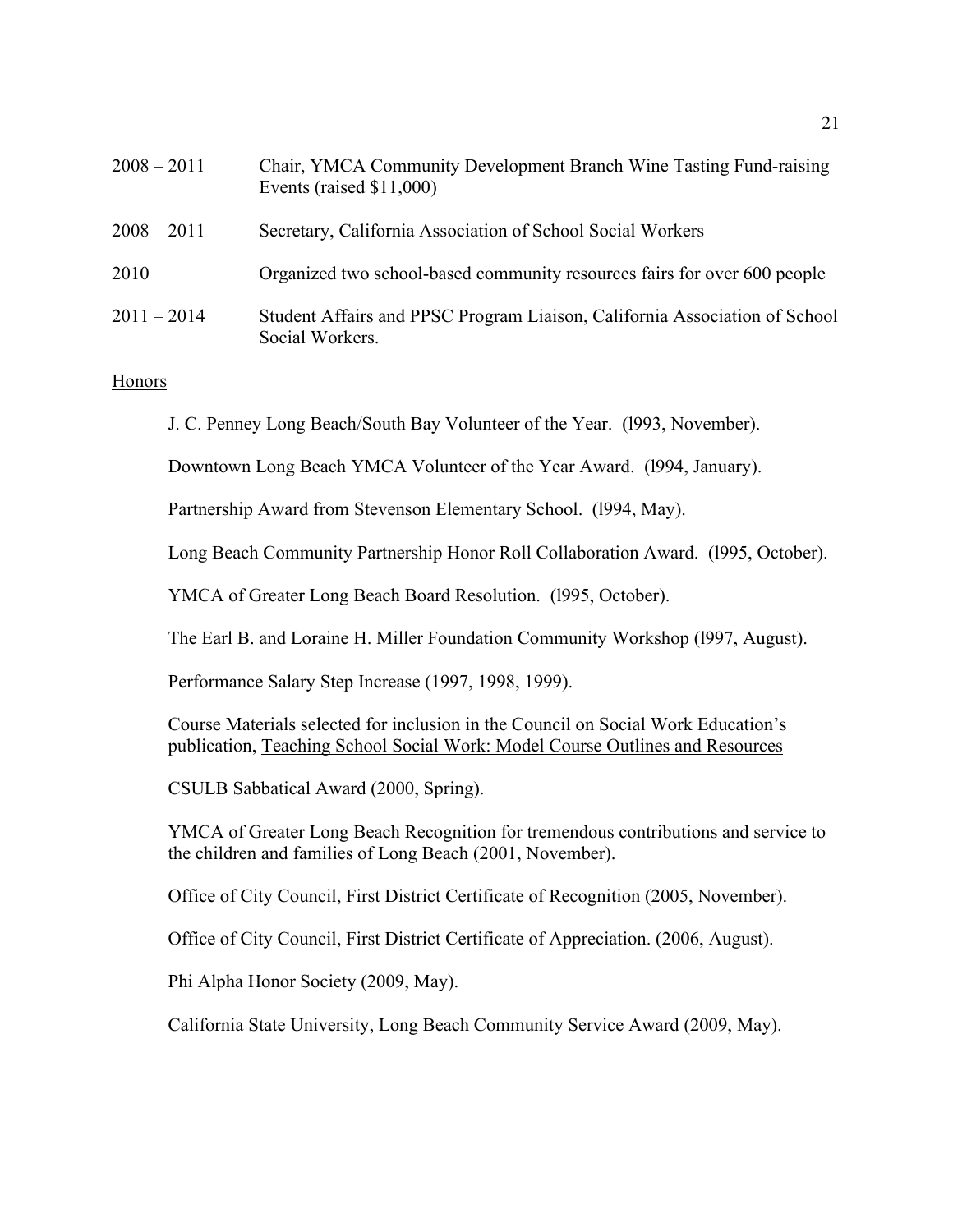| | |
|---|---|
| 2008 – 2011 | Chair, YMCA Community Development Branch Wine Tasting Fund-raising Events (raised $11,000) |
| 2008 – 2011 | Secretary, California Association of School Social Workers |
| 2010 | Organized two school-based community resources fairs for over 600 people |
| 2011 – 2014 | Student Affairs and PPSC Program Liaison, California Association of School Social Workers. |

<u>Honors</u>

J. C. Penney Long Beach/South Bay Volunteer of the Year. (l993, November).

Downtown Long Beach YMCA Volunteer of the Year Award. (l994, January).

Partnership Award from Stevenson Elementary School. (l994, May).

Long Beach Community Partnership Honor Roll Collaboration Award. (l995, October).

YMCA of Greater Long Beach Board Resolution. (l995, October).

The Earl B. and Loraine H. Miller Foundation Community Workshop (l997, August).

Performance Salary Step Increase (1997, 1998, 1999).

Course Materials selected for inclusion in the Council on Social Work Education's publication, <u>Teaching School Social Work: Model Course Outlines and Resources</u>

CSULB Sabbatical Award (2000, Spring).

YMCA of Greater Long Beach Recognition for tremendous contributions and service to the children and families of Long Beach (2001, November).

Office of City Council, First District Certificate of Recognition (2005, November).

Office of City Council, First District Certificate of Appreciation. (2006, August).

Phi Alpha Honor Society (2009, May).

California State University, Long Beach Community Service Award (2009, May).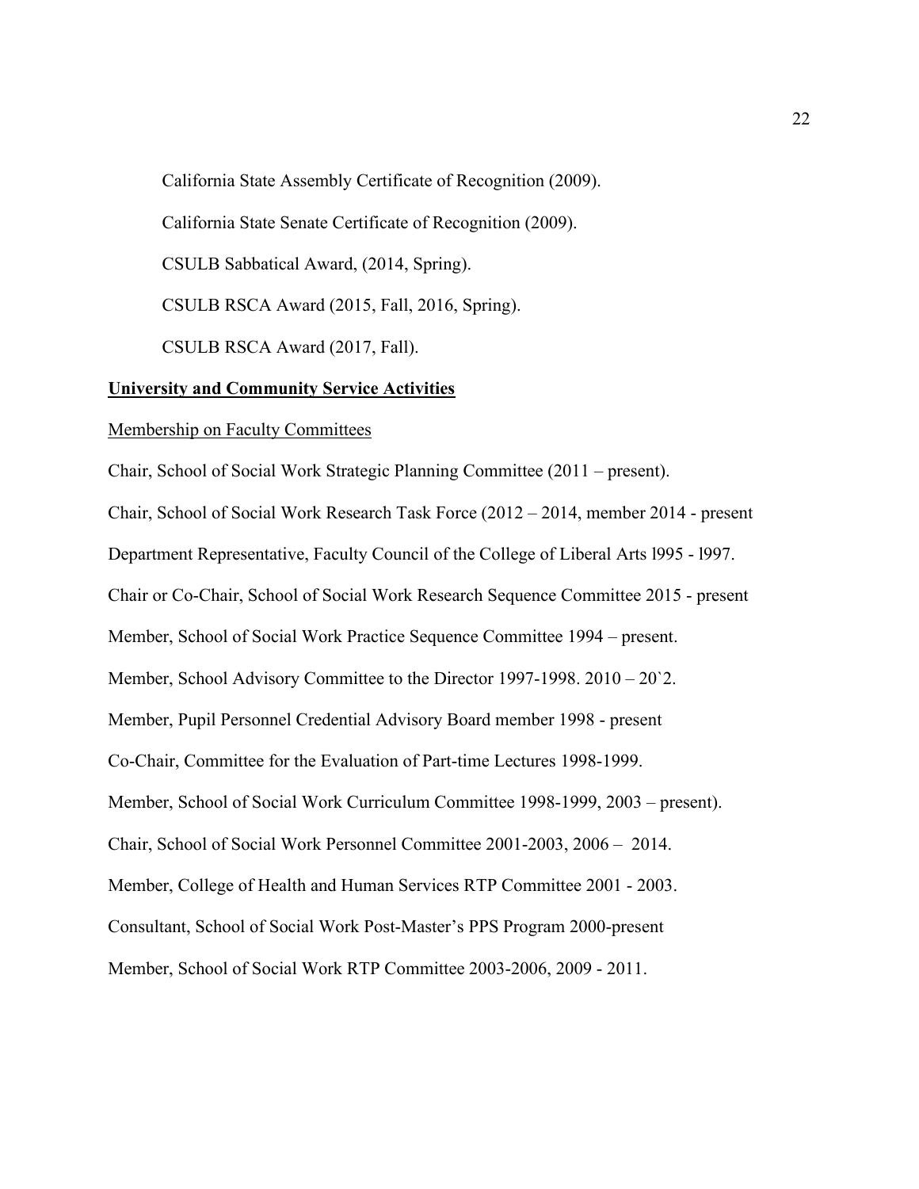California State Assembly Certificate of Recognition (2009).

California State Senate Certificate of Recognition (2009).

CSULB Sabbatical Award, (2014, Spring).

CSULB RSCA Award (2015, Fall, 2016, Spring).

CSULB RSCA Award (2017, Fall).

**University and Community Service Activities**

Membership on Faculty Committees

Chair, School of Social Work Strategic Planning Committee (2011 – present).

Chair, School of Social Work Research Task Force (2012 – 2014, member 2014 - present

Department Representative, Faculty Council of the College of Liberal Arts l995 - l997.

Chair or Co-Chair, School of Social Work Research Sequence Committee 2015 - present

Member, School of Social Work Practice Sequence Committee 1994 – present.

Member, School Advisory Committee to the Director 1997-1998. 2010 – 20`2.

Member, Pupil Personnel Credential Advisory Board member 1998 - present

Co-Chair, Committee for the Evaluation of Part-time Lectures 1998-1999.

Member, School of Social Work Curriculum Committee 1998-1999, 2003 – present).

Chair, School of Social Work Personnel Committee 2001-2003, 2006 – 2014.

Member, College of Health and Human Services RTP Committee 2001 - 2003.

Consultant, School of Social Work Post-Master's PPS Program 2000-present

Member, School of Social Work RTP Committee 2003-2006, 2009 - 2011.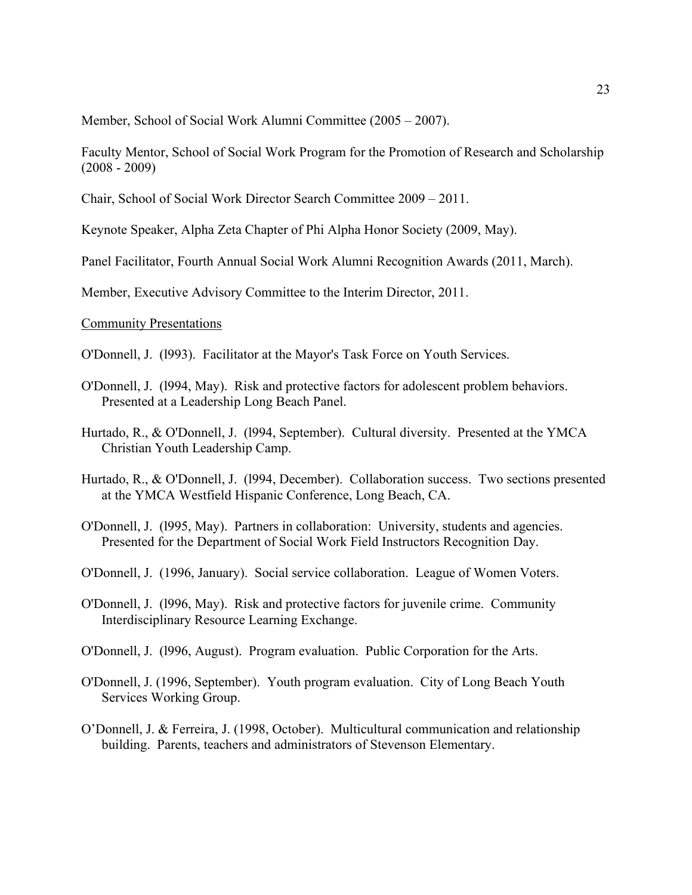Member, School of Social Work Alumni Committee (2005 – 2007).

Faculty Mentor, School of Social Work Program for the Promotion of Research and Scholarship (2008 - 2009)

Chair, School of Social Work Director Search Committee 2009 – 2011.

Keynote Speaker, Alpha Zeta Chapter of Phi Alpha Honor Society (2009, May).

Panel Facilitator, Fourth Annual Social Work Alumni Recognition Awards (2011, March).

Member, Executive Advisory Committee to the Interim Director, 2011.

<u>Community Presentations</u>

O'Donnell, J. (l993). Facilitator at the Mayor's Task Force on Youth Services.

O'Donnell, J. (l994, May). Risk and protective factors for adolescent problem behaviors. Presented at a Leadership Long Beach Panel.

Hurtado, R., & O'Donnell, J. (l994, September). Cultural diversity. Presented at the YMCA Christian Youth Leadership Camp.

Hurtado, R., & O'Donnell, J. (l994, December). Collaboration success. Two sections presented at the YMCA Westfield Hispanic Conference, Long Beach, CA.

O'Donnell, J. (l995, May). Partners in collaboration: University, students and agencies. Presented for the Department of Social Work Field Instructors Recognition Day.

O'Donnell, J. (1996, January). Social service collaboration. League of Women Voters.

O'Donnell, J. (l996, May). Risk and protective factors for juvenile crime. Community Interdisciplinary Resource Learning Exchange.

O'Donnell, J. (l996, August). Program evaluation. Public Corporation for the Arts.

O'Donnell, J. (1996, September). Youth program evaluation. City of Long Beach Youth Services Working Group.

O'Donnell, J. & Ferreira, J. (1998, October). Multicultural communication and relationship building. Parents, teachers and administrators of Stevenson Elementary.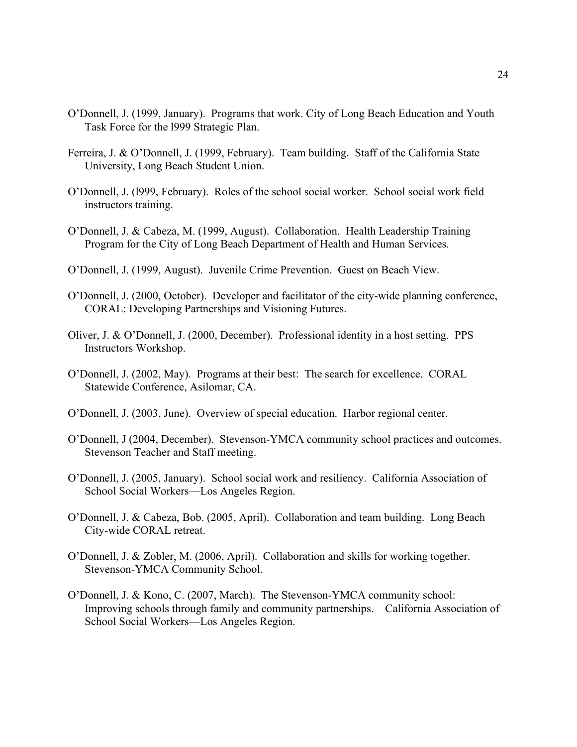O'Donnell, J. (1999, January). Programs that work. City of Long Beach Education and Youth Task Force for the l999 Strategic Plan.

Ferreira, J. & O'Donnell, J. (1999, February). Team building. Staff of the California State University, Long Beach Student Union.

O'Donnell, J. (l999, February). Roles of the school social worker. School social work field instructors training.

O'Donnell, J. & Cabeza, M. (1999, August). Collaboration. Health Leadership Training Program for the City of Long Beach Department of Health and Human Services.

O'Donnell, J. (1999, August). Juvenile Crime Prevention. Guest on Beach View.

O'Donnell, J. (2000, October). Developer and facilitator of the city-wide planning conference, CORAL: Developing Partnerships and Visioning Futures.

Oliver, J. & O'Donnell, J. (2000, December). Professional identity in a host setting. PPS Instructors Workshop.

O'Donnell, J. (2002, May). Programs at their best: The search for excellence. CORAL Statewide Conference, Asilomar, CA.

O'Donnell, J. (2003, June). Overview of special education. Harbor regional center.

O'Donnell, J (2004, December). Stevenson-YMCA community school practices and outcomes. Stevenson Teacher and Staff meeting.

O'Donnell, J. (2005, January). School social work and resiliency. California Association of School Social Workers—Los Angeles Region.

O'Donnell, J. & Cabeza, Bob. (2005, April). Collaboration and team building. Long Beach City-wide CORAL retreat.

O'Donnell, J. & Zobler, M. (2006, April). Collaboration and skills for working together. Stevenson-YMCA Community School.

O'Donnell, J. & Kono, C. (2007, March). The Stevenson-YMCA community school: Improving schools through family and community partnerships. California Association of School Social Workers—Los Angeles Region.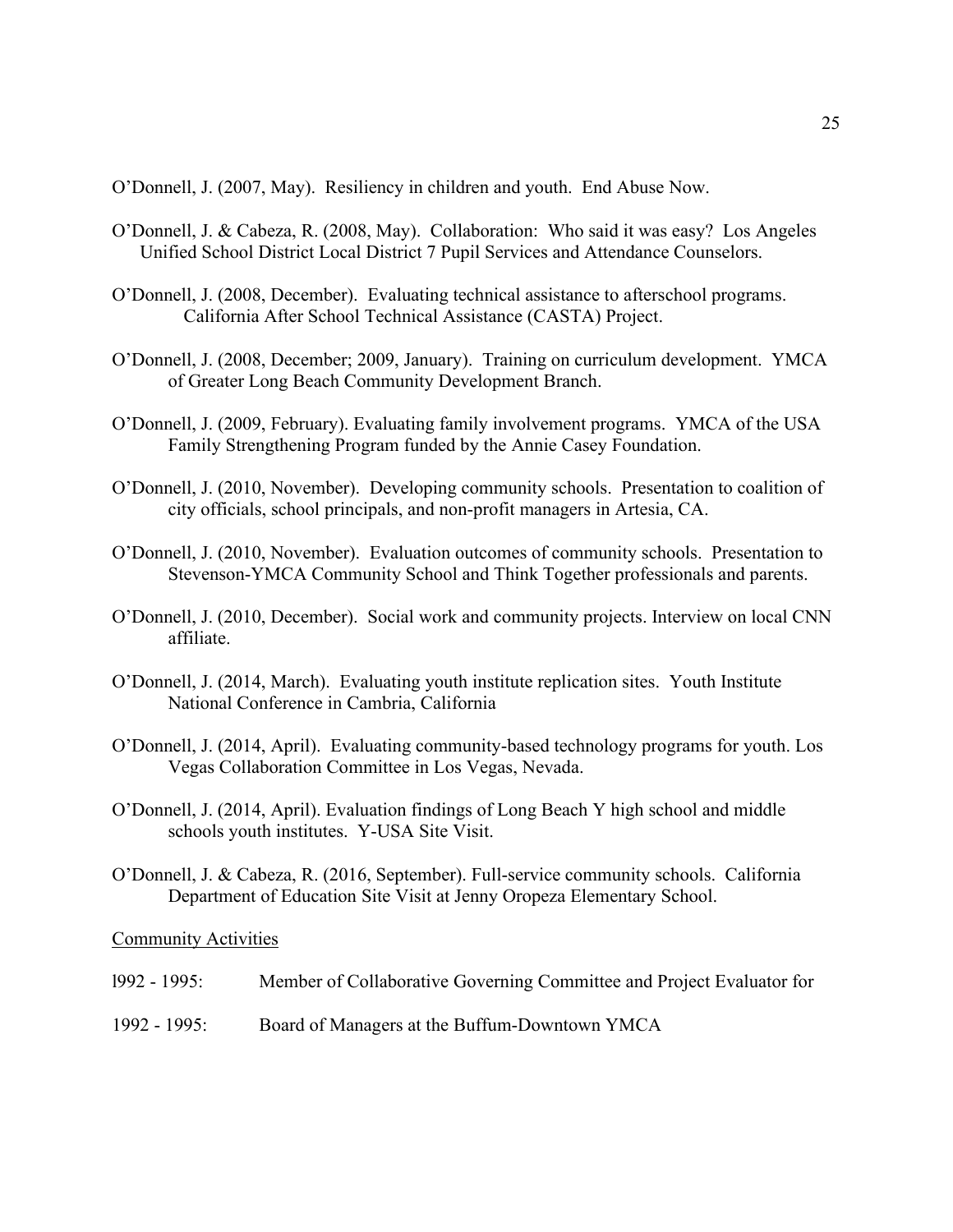O'Donnell, J. (2007, May). Resiliency in children and youth. End Abuse Now.

O'Donnell, J. & Cabeza, R. (2008, May). Collaboration: Who said it was easy? Los Angeles Unified School District Local District 7 Pupil Services and Attendance Counselors.

O'Donnell, J. (2008, December). Evaluating technical assistance to afterschool programs. California After School Technical Assistance (CASTA) Project.

O'Donnell, J. (2008, December; 2009, January). Training on curriculum development. YMCA of Greater Long Beach Community Development Branch.

O'Donnell, J. (2009, February). Evaluating family involvement programs. YMCA of the USA Family Strengthening Program funded by the Annie Casey Foundation.

O'Donnell, J. (2010, November). Developing community schools. Presentation to coalition of city officials, school principals, and non-profit managers in Artesia, CA.

O'Donnell, J. (2010, November). Evaluation outcomes of community schools. Presentation to Stevenson-YMCA Community School and Think Together professionals and parents.

O'Donnell, J. (2010, December). Social work and community projects. Interview on local CNN affiliate.

O'Donnell, J. (2014, March). Evaluating youth institute replication sites. Youth Institute National Conference in Cambria, California

O'Donnell, J. (2014, April). Evaluating community-based technology programs for youth. Los Vegas Collaboration Committee in Los Vegas, Nevada.

O'Donnell, J. (2014, April). Evaluation findings of Long Beach Y high school and middle schools youth institutes. Y-USA Site Visit.

O'Donnell, J. & Cabeza, R. (2016, September). Full-service community schools. California Department of Education Site Visit at Jenny Oropeza Elementary School.

<u>Community Activities</u>

l992 - 1995: Member of Collaborative Governing Committee and Project Evaluator for

1992 - 1995: Board of Managers at the Buffum-Downtown YMCA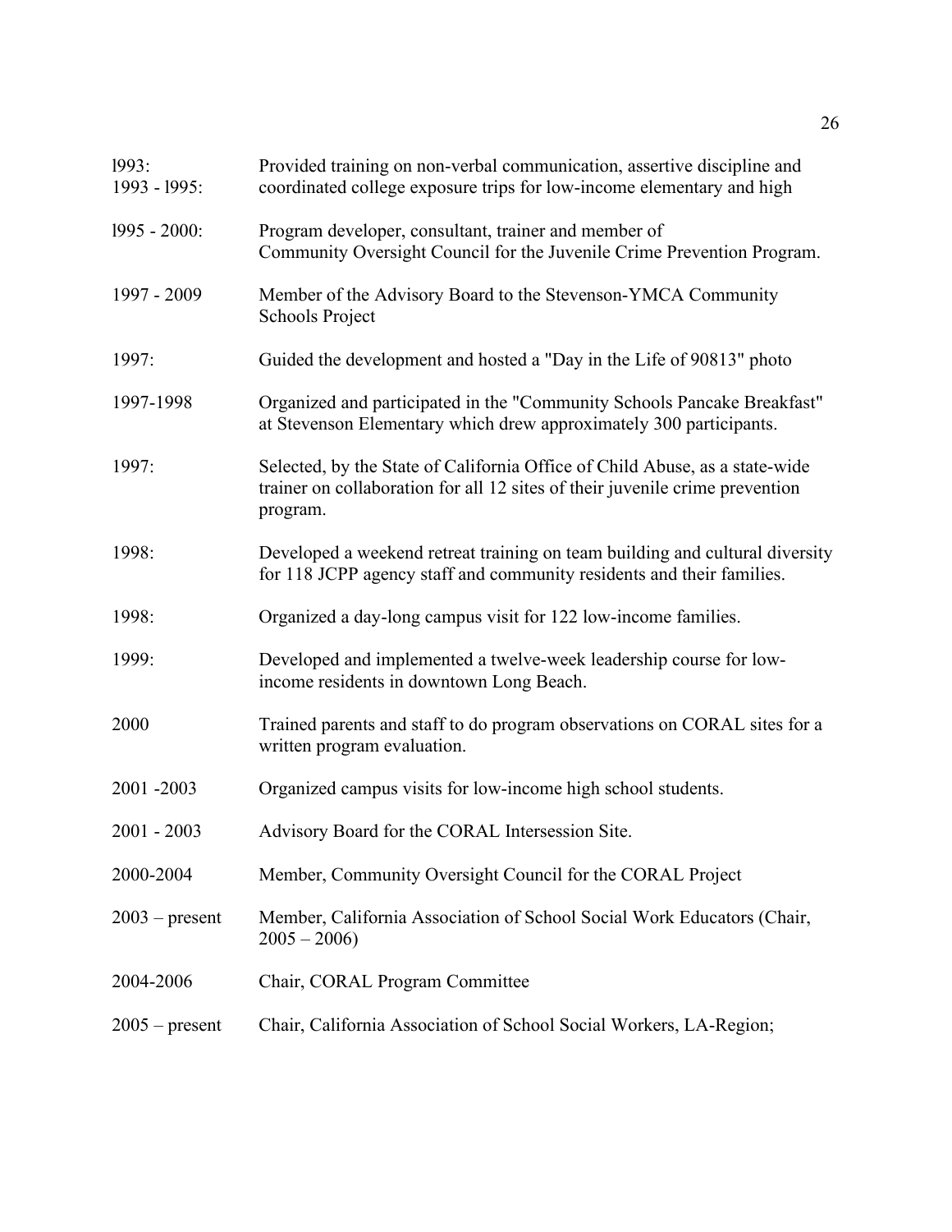| | |
|---|---|
| l993:<br>1993 - l995: | Provided training on non-verbal communication, assertive discipline and coordinated college exposure trips for low-income elementary and high |
| l995 - 2000: | Program developer, consultant, trainer and member of Community Oversight Council for the Juvenile Crime Prevention Program. |
| 1997 - 2009 | Member of the Advisory Board to the Stevenson-YMCA Community Schools Project |
| 1997: | Guided the development and hosted a "Day in the Life of 90813" photo |
| 1997-1998 | Organized and participated in the "Community Schools Pancake Breakfast" at Stevenson Elementary which drew approximately 300 participants. |
| 1997: | Selected, by the State of California Office of Child Abuse, as a state-wide trainer on collaboration for all 12 sites of their juvenile crime prevention program. |
| 1998: | Developed a weekend retreat training on team building and cultural diversity for 118 JCPP agency staff and community residents and their families. |
| 1998: | Organized a day-long campus visit for 122 low-income families. |
| 1999: | Developed and implemented a twelve-week leadership course for low-income residents in downtown Long Beach. |
| 2000 | Trained parents and staff to do program observations on CORAL sites for a written program evaluation. |
| 2001 -2003 | Organized campus visits for low-income high school students. |
| 2001 - 2003 | Advisory Board for the CORAL Intersession Site. |
| 2000-2004 | Member, Community Oversight Council for the CORAL Project |
| 2003 – present | Member, California Association of School Social Work Educators (Chair, 2005 – 2006) |
| 2004-2006 | Chair, CORAL Program Committee |
| 2005 – present | Chair, California Association of School Social Workers, LA-Region; |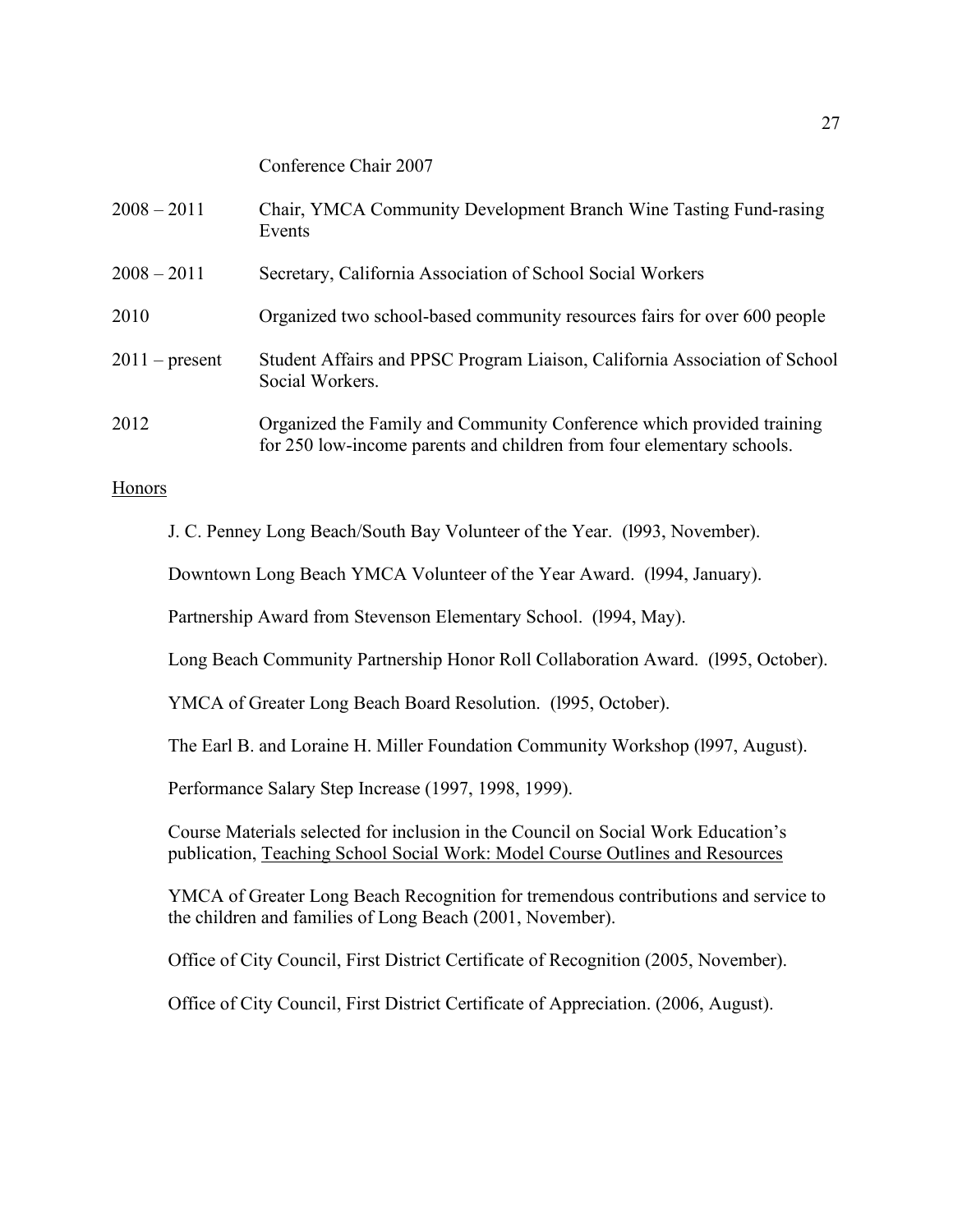Conference Chair 2007

| | |
|---|---|
| 2008 – 2011 | Chair, YMCA Community Development Branch Wine Tasting Fund-rasing Events |
| 2008 – 2011 | Secretary, California Association of School Social Workers |
| 2010 | Organized two school-based community resources fairs for over 600 people |
| 2011 – present | Student Affairs and PPSC Program Liaison, California Association of School Social Workers. |
| 2012 | Organized the Family and Community Conference which provided training for 250 low-income parents and children from four elementary schools. |

Honors

J. C. Penney Long Beach/South Bay Volunteer of the Year. (l993, November).

Downtown Long Beach YMCA Volunteer of the Year Award. (l994, January).

Partnership Award from Stevenson Elementary School. (l994, May).

Long Beach Community Partnership Honor Roll Collaboration Award. (l995, October).

YMCA of Greater Long Beach Board Resolution. (l995, October).

The Earl B. and Loraine H. Miller Foundation Community Workshop (l997, August).

Performance Salary Step Increase (1997, 1998, 1999).

Course Materials selected for inclusion in the Council on Social Work Education's publication, Teaching School Social Work: Model Course Outlines and Resources

YMCA of Greater Long Beach Recognition for tremendous contributions and service to the children and families of Long Beach (2001, November).

Office of City Council, First District Certificate of Recognition (2005, November).

Office of City Council, First District Certificate of Appreciation. (2006, August).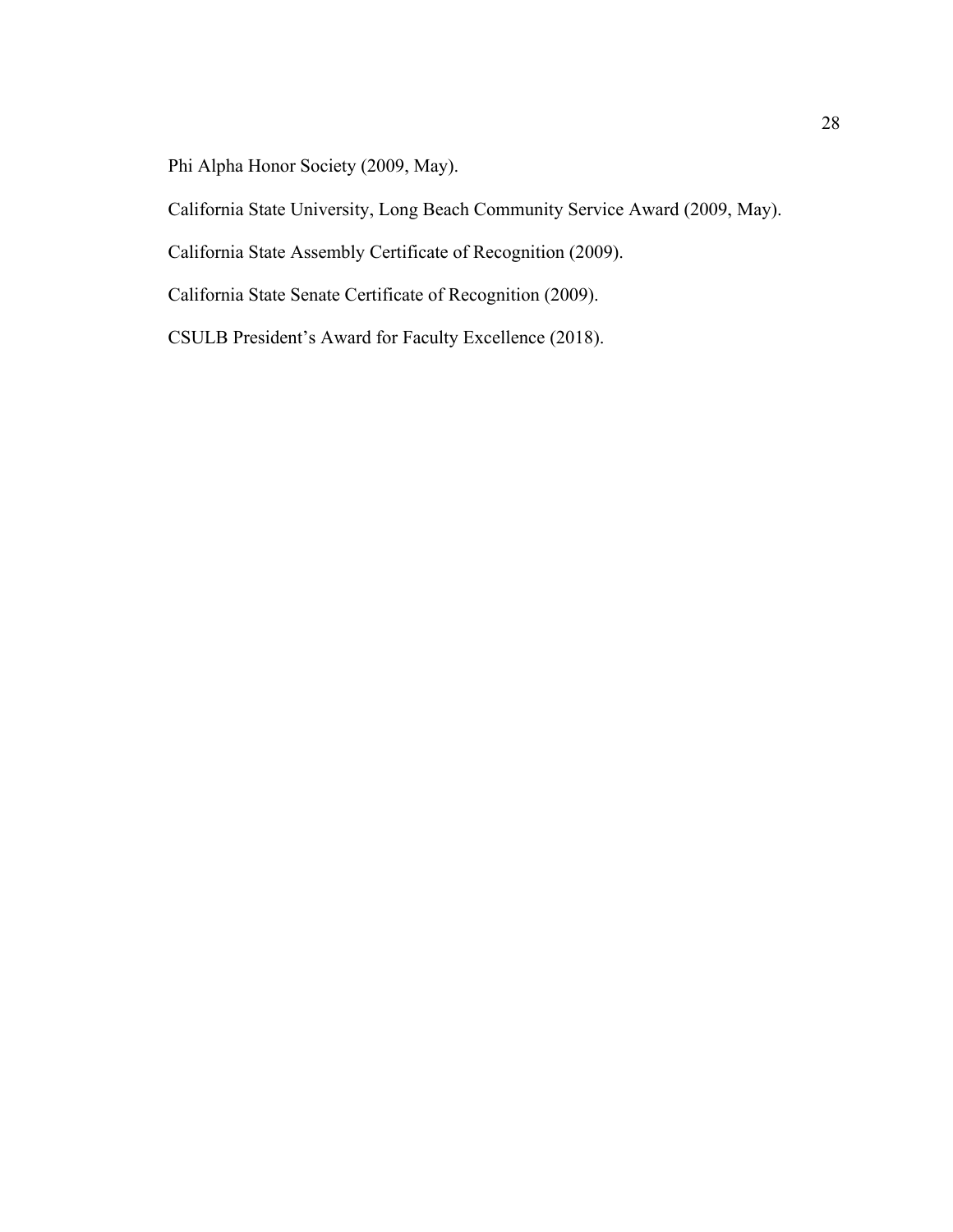Phi Alpha Honor Society (2009, May).

California State University, Long Beach Community Service Award (2009, May).

California State Assembly Certificate of Recognition (2009).

California State Senate Certificate of Recognition (2009).

CSULB President's Award for Faculty Excellence (2018).